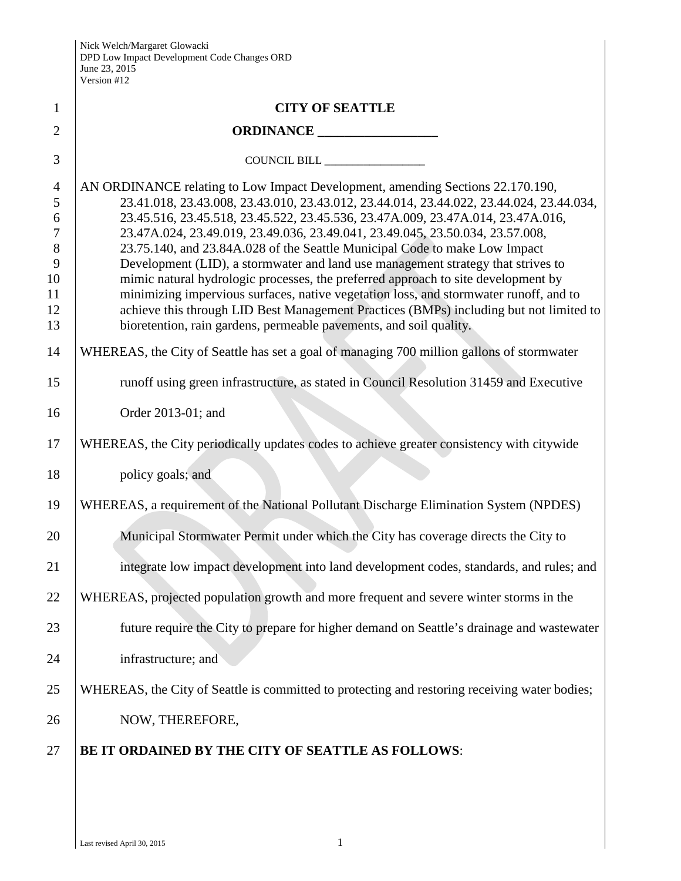# CITY OF SEATTLE

## ORDINANCE ________________

COUNCIL BILL ________________

AN ORDINANCE relating to Low Impact Development, amending Sections 22.170.190, 23.41.018, 23.43.008, 23.43.010, 23.43.012, 23.44.014, 23.44.022, 23.44.024, 23.44.034, 23.45.516, 23.45.518, 23.45.522, 23.45.536, 23.47A.009, 23.47A.014, 23.47A.016, 23.47A.024, 23.49.019, 23.49.036, 23.49.041, 23.49.045, 23.50.034, 23.57.008, 23.75.140, and 23.84A.028 of the Seattle Municipal Code to make Low Impact Development (LID), a stormwater and land use management strategy that strives to mimic natural hydrologic processes, the preferred approach to site development by minimizing impervious surfaces, native vegetation loss, and stormwater runoff, and to achieve this through LID Best Management Practices (BMPs) including but not limited to bioretention, rain gardens, permeable pavements, and soil quality.

WHEREAS, the City of Seattle has set a goal of managing 700 million gallons of stormwater runoff using green infrastructure, as stated in Council Resolution 31459 and Executive Order 2013-01; and

WHEREAS, the City periodically updates codes to achieve greater consistency with citywide policy goals; and

WHEREAS, a requirement of the National Pollutant Discharge Elimination System (NPDES) Municipal Stormwater Permit under which the City has coverage directs the City to integrate low impact development into land development codes, standards, and rules; and

WHEREAS, projected population growth and more frequent and severe winter storms in the future require the City to prepare for higher demand on Seattle's drainage and wastewater infrastructure; and

WHEREAS, the City of Seattle is committed to protecting and restoring receiving water bodies; NOW, THEREFORE,

**BE IT ORDAINED BY THE CITY OF SEATTLE AS FOLLOWS**: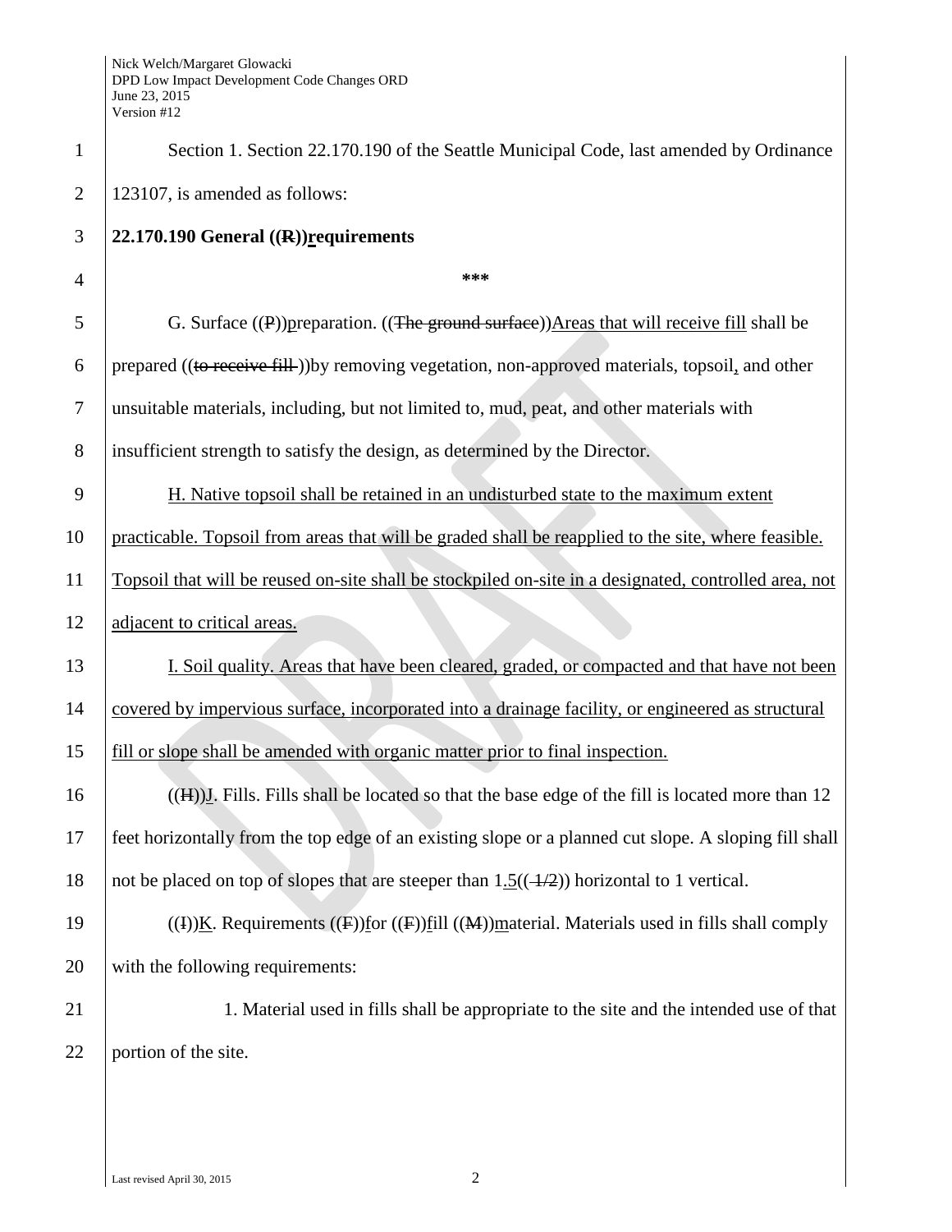Section 1. Section 22.170.190 of the Seattle Municipal Code, last amended by Ordinance 123107, is amended as follows:

**22.170.190 General ((R))requirements**

\*\*\*

G. Surface ((P))preparation. ((The ground surface))Areas that will receive fill shall be prepared ((to receive fill ))by removing vegetation, non-approved materials, topsoil, and other unsuitable materials, including, but not limited to, mud, peat, and other materials with insufficient strength to satisfy the design, as determined by the Director.

H. Native topsoil shall be retained in an undisturbed state to the maximum extent practicable. Topsoil from areas that will be graded shall be reapplied to the site, where feasible. Topsoil that will be reused on-site shall be stockpiled on-site in a designated, controlled area, not adjacent to critical areas.

I. Soil quality. Areas that have been cleared, graded, or compacted and that have not been covered by impervious surface, incorporated into a drainage facility, or engineered as structural fill or slope shall be amended with organic matter prior to final inspection.

((H))J. Fills. Fills shall be located so that the base edge of the fill is located more than 12 feet horizontally from the top edge of an existing slope or a planned cut slope. A sloping fill shall not be placed on top of slopes that are steeper than 1.5(( 1/2)) horizontal to 1 vertical.

((I))K. Requirements ((F))for ((F))fill ((M))material. Materials used in fills shall comply with the following requirements:

1. Material used in fills shall be appropriate to the site and the intended use of that portion of the site.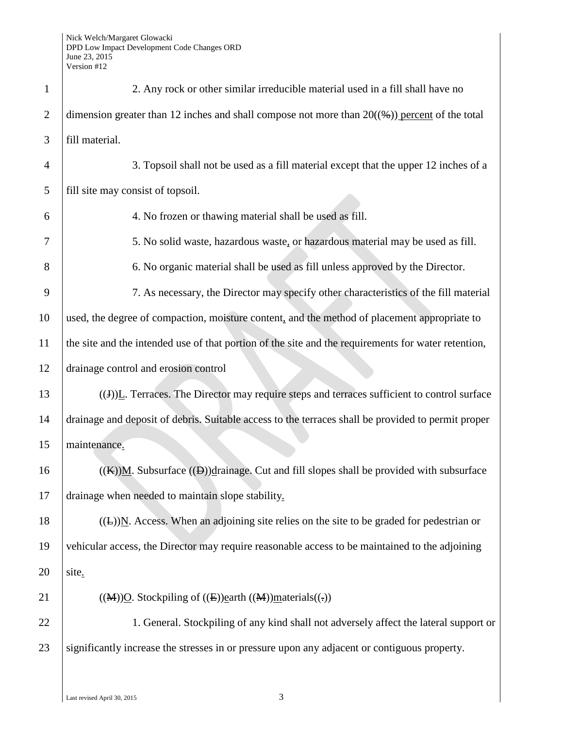2. Any rock or other similar irreducible material used in a fill shall have no dimension greater than 12 inches and shall compose not more than 20((%)) percent of the total fill material.

3. Topsoil shall not be used as a fill material except that the upper 12 inches of a fill site may consist of topsoil.

4. No frozen or thawing material shall be used as fill.

5. No solid waste, hazardous waste, or hazardous material may be used as fill.

6. No organic material shall be used as fill unless approved by the Director.

7. As necessary, the Director may specify other characteristics of the fill material used, the degree of compaction, moisture content, and the method of placement appropriate to the site and the intended use of that portion of the site and the requirements for water retention, drainage control and erosion control

((J))L. Terraces. The Director may require steps and terraces sufficient to control surface drainage and deposit of debris. Suitable access to the terraces shall be provided to permit proper maintenance.

((K))M. Subsurface ((D))drainage. Cut and fill slopes shall be provided with subsurface drainage when needed to maintain slope stability.

((L))N. Access. When an adjoining site relies on the site to be graded for pedestrian or vehicular access, the Director may require reasonable access to be maintained to the adjoining site.

((M))O. Stockpiling of ((E))earth ((M))materials((.))

1. General. Stockpiling of any kind shall not adversely affect the lateral support or significantly increase the stresses in or pressure upon any adjacent or contiguous property.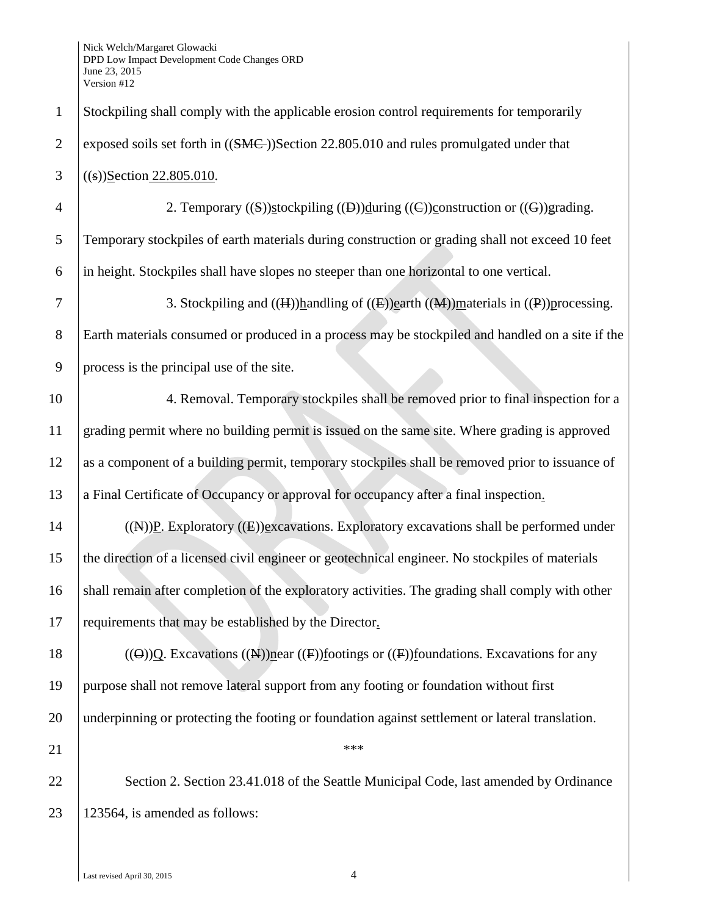Stockpiling shall comply with the applicable erosion control requirements for temporarily exposed soils set forth in ((SMC ))Section 22.805.010 and rules promulgated under that ((s))Section 22.805.010.

2. Temporary ((S))stockpiling ((D))during ((C))construction or ((G))grading. Temporary stockpiles of earth materials during construction or grading shall not exceed 10 feet in height. Stockpiles shall have slopes no steeper than one horizontal to one vertical.

3. Stockpiling and ((H))handling of ((E))earth ((M))materials in ((P))processing. Earth materials consumed or produced in a process may be stockpiled and handled on a site if the process is the principal use of the site.

4. Removal. Temporary stockpiles shall be removed prior to final inspection for a grading permit where no building permit is issued on the same site. Where grading is approved as a component of a building permit, temporary stockpiles shall be removed prior to issuance of a Final Certificate of Occupancy or approval for occupancy after a final inspection.

((N))P. Exploratory ((E))excavations. Exploratory excavations shall be performed under the direction of a licensed civil engineer or geotechnical engineer. No stockpiles of materials shall remain after completion of the exploratory activities. The grading shall comply with other requirements that may be established by the Director.

((O))Q. Excavations ((N))near ((F))footings or ((F))foundations. Excavations for any purpose shall not remove lateral support from any footing or foundation without first underpinning or protecting the footing or foundation against settlement or lateral translation.

***

Section 2. Section 23.41.018 of the Seattle Municipal Code, last amended by Ordinance 123564, is amended as follows: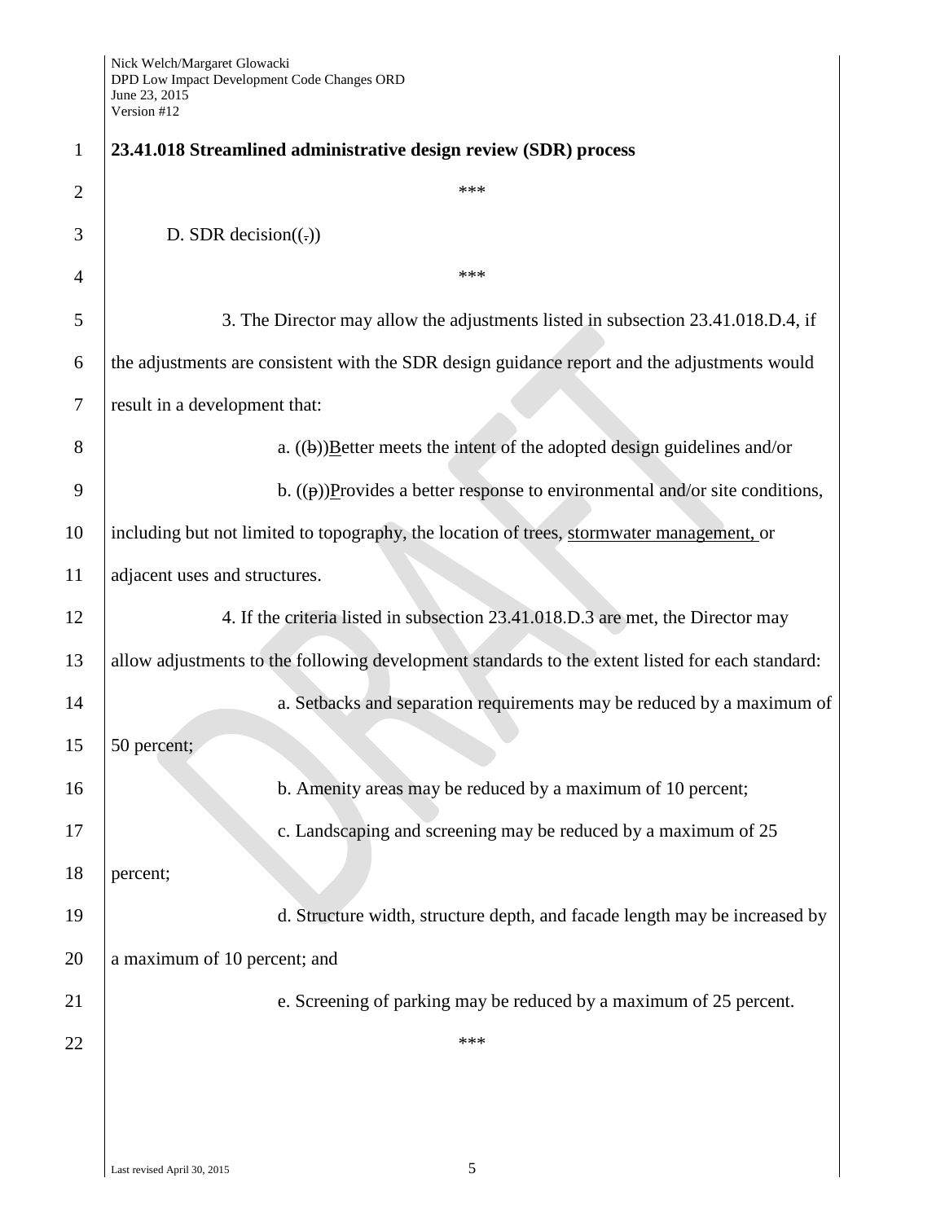**23.41.018 Streamlined administrative design review (SDR) process**

***

D. SDR decision((.))

***

3. The Director may allow the adjustments listed in subsection 23.41.018.D.4, if the adjustments are consistent with the SDR design guidance report and the adjustments would result in a development that:

a. ((b))Better meets the intent of the adopted design guidelines and/or

b. ((p))Provides a better response to environmental and/or site conditions, including but not limited to topography, the location of trees, stormwater management, or adjacent uses and structures.

4. If the criteria listed in subsection 23.41.018.D.3 are met, the Director may allow adjustments to the following development standards to the extent listed for each standard:

a. Setbacks and separation requirements may be reduced by a maximum of 50 percent;

b. Amenity areas may be reduced by a maximum of 10 percent;

c. Landscaping and screening may be reduced by a maximum of 25 percent;

d. Structure width, structure depth, and facade length may be increased by a maximum of 10 percent; and

e. Screening of parking may be reduced by a maximum of 25 percent.

***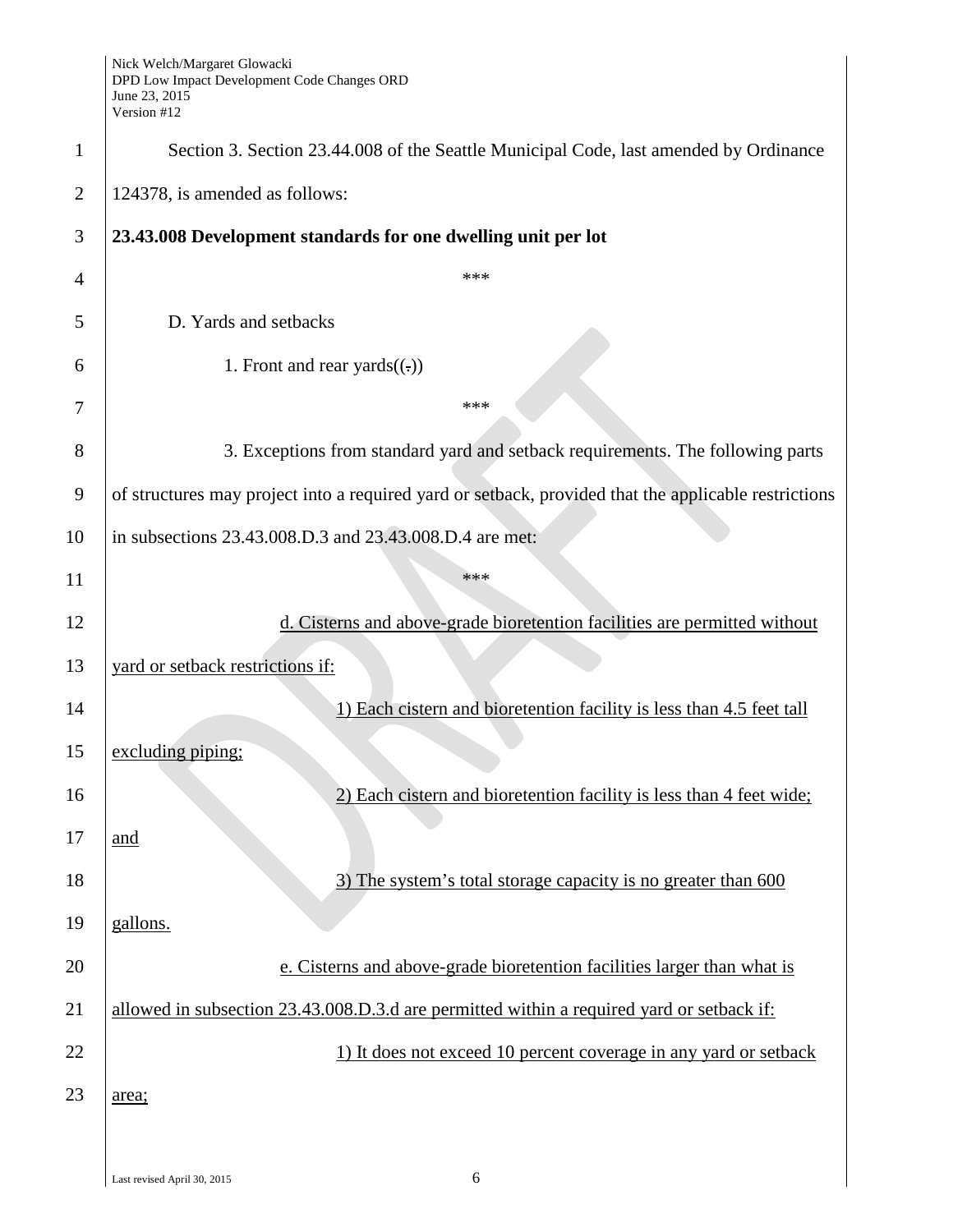Section 3. Section 23.44.008 of the Seattle Municipal Code, last amended by Ordinance 124378, is amended as follows:

**23.43.008 Development standards for one dwelling unit per lot**

\*\*\*

D. Yards and setbacks

1. Front and rear yards((.))

\*\*\*

3. Exceptions from standard yard and setback requirements. The following parts of structures may project into a required yard or setback, provided that the applicable restrictions in subsections 23.43.008.D.3 and 23.43.008.D.4 are met:

\*\*\*

<u>d. Cisterns and above-grade bioretention facilities are permitted without yard or setback restrictions if:</u>

<u>1) Each cistern and bioretention facility is less than 4.5 feet tall excluding piping;</u>

<u>2) Each cistern and bioretention facility is less than 4 feet wide; and</u>

<u>3) The system's total storage capacity is no greater than 600 gallons.</u>

<u>e. Cisterns and above-grade bioretention facilities larger than what is allowed in subsection 23.43.008.D.3.d are permitted within a required yard or setback if:</u>

<u>1) It does not exceed 10 percent coverage in any yard or setback area;</u>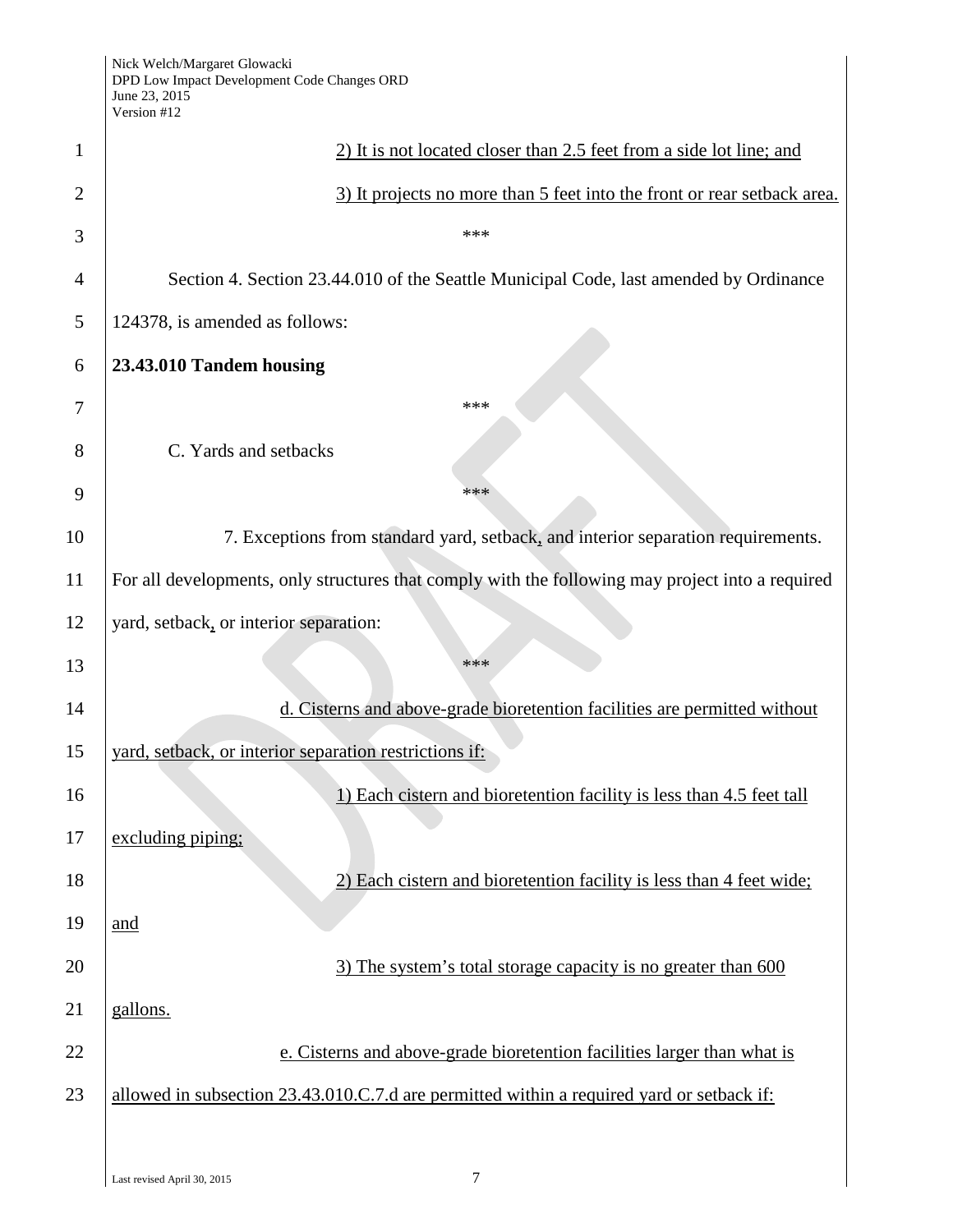2) It is not located closer than 2.5 feet from a side lot line; and

3) It projects no more than 5 feet into the front or rear setback area.

\*\*\*

Section 4. Section 23.44.010 of the Seattle Municipal Code, last amended by Ordinance 124378, is amended as follows:

**23.43.010 Tandem housing**

\*\*\*

C. Yards and setbacks

\*\*\*

7. Exceptions from standard yard, setback, and interior separation requirements. For all developments, only structures that comply with the following may project into a required yard, setback, or interior separation:

\*\*\*

d. Cisterns and above-grade bioretention facilities are permitted without yard, setback, or interior separation restrictions if:

1) Each cistern and bioretention facility is less than 4.5 feet tall excluding piping;

2) Each cistern and bioretention facility is less than 4 feet wide; and

3) The system's total storage capacity is no greater than 600 gallons.

e. Cisterns and above-grade bioretention facilities larger than what is allowed in subsection 23.43.010.C.7.d are permitted within a required yard or setback if: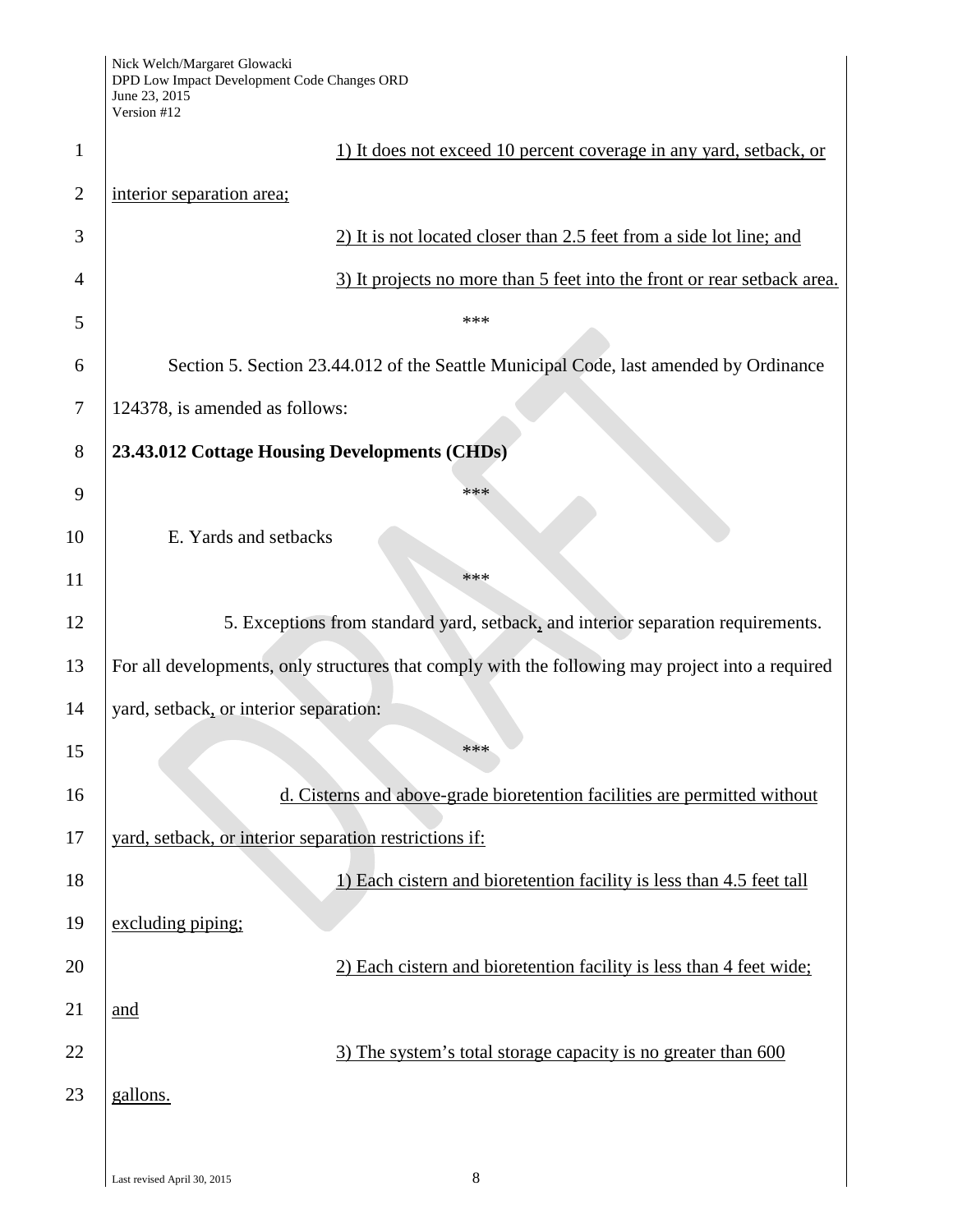1) It does not exceed 10 percent coverage in any yard, setback, or interior separation area;

2) It is not located closer than 2.5 feet from a side lot line; and

3) It projects no more than 5 feet into the front or rear setback area.

\*\*\*

Section 5. Section 23.44.012 of the Seattle Municipal Code, last amended by Ordinance 124378, is amended as follows:

**23.43.012 Cottage Housing Developments (CHDs)**

\*\*\*

E. Yards and setbacks

\*\*\*

5. Exceptions from standard yard, setback, and interior separation requirements. For all developments, only structures that comply with the following may project into a required yard, setback, or interior separation:

\*\*\*

d. Cisterns and above-grade bioretention facilities are permitted without yard, setback, or interior separation restrictions if:

1) Each cistern and bioretention facility is less than 4.5 feet tall excluding piping;

2) Each cistern and bioretention facility is less than 4 feet wide; and

3) The system's total storage capacity is no greater than 600 gallons.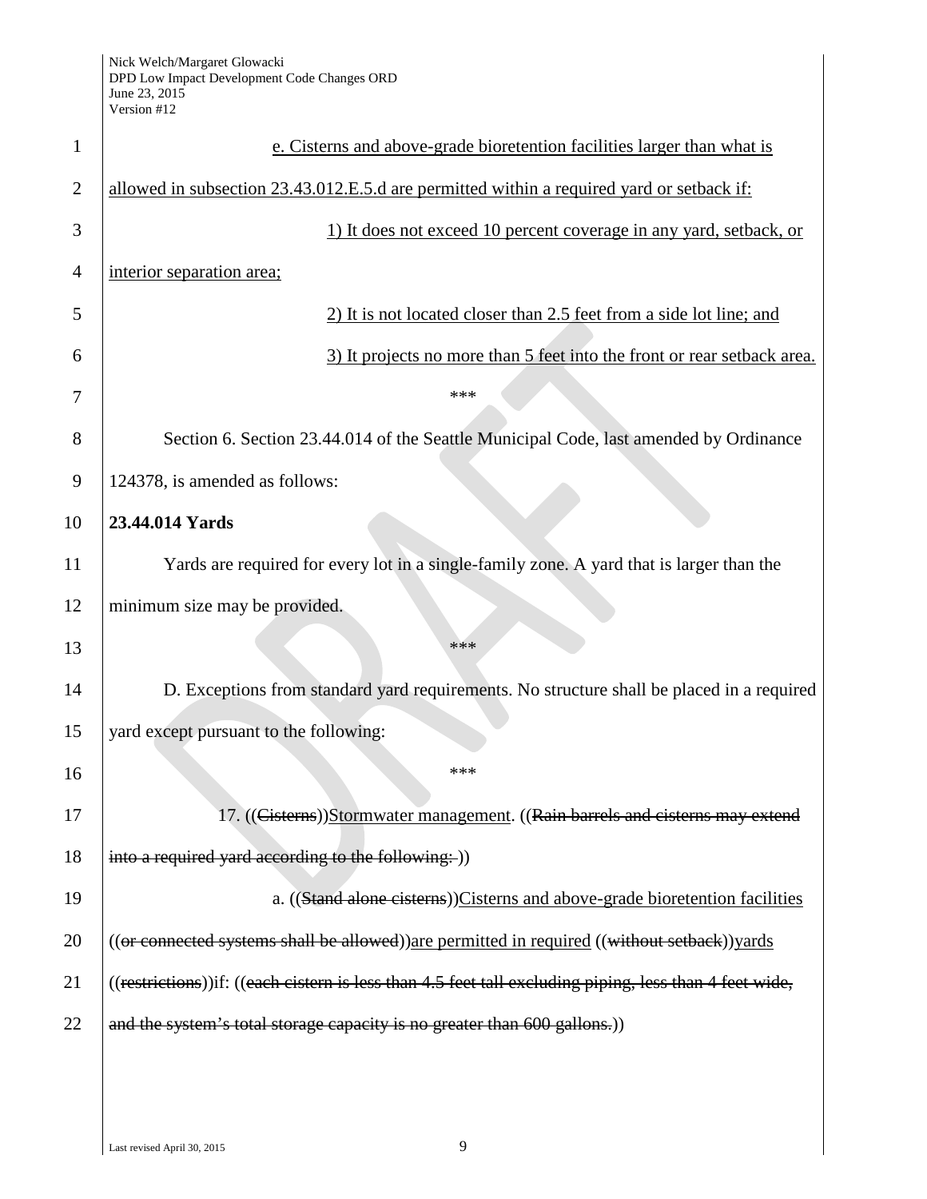e. Cisterns and above-grade bioretention facilities larger than what is allowed in subsection 23.43.012.E.5.d are permitted within a required yard or setback if:

1) It does not exceed 10 percent coverage in any yard, setback, or interior separation area;

2) It is not located closer than 2.5 feet from a side lot line; and

3) It projects no more than 5 feet into the front or rear setback area.

\*\*\*

Section 6. Section 23.44.014 of the Seattle Municipal Code, last amended by Ordinance 124378, is amended as follows:

**23.44.014 Yards**

Yards are required for every lot in a single-family zone. A yard that is larger than the minimum size may be provided.

\*\*\*

D. Exceptions from standard yard requirements. No structure shall be placed in a required yard except pursuant to the following:

\*\*\*

17. ((~~Cisterns~~))Stormwater management. ((~~Rain barrels and cisterns may extend into a required yard according to the following:~~ ))

a. ((~~Stand alone cisterns~~))Cisterns and above-grade bioretention facilities ((~~or connected systems shall be allowed~~))are permitted in required ((~~without setback~~))yards ((~~restrictions~~))if: ((~~each cistern is less than 4.5 feet tall excluding piping, less than 4 feet wide, and the system's total storage capacity is no greater than 600 gallons.~~))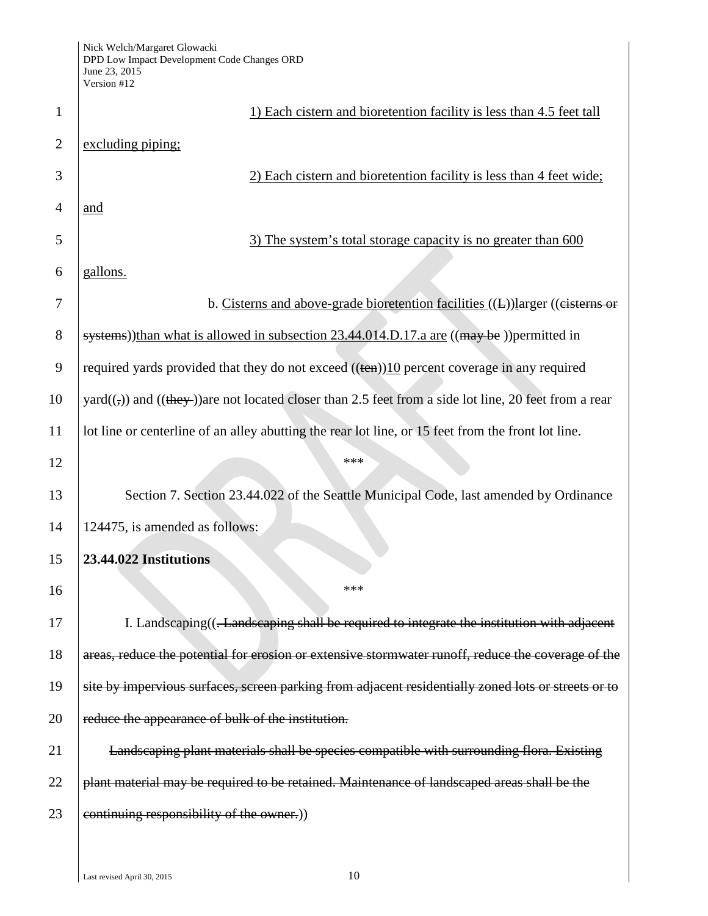1) Each cistern and bioretention facility is less than 4.5 feet tall excluding piping;

2) Each cistern and bioretention facility is less than 4 feet wide; and

3) The system's total storage capacity is no greater than 600 gallons.

b. Cisterns and above-grade bioretention facilities ((L))larger ((cisterns or systems))than what is allowed in subsection 23.44.014.D.17.a are ((may be ))permitted in required yards provided that they do not exceed ((ten))10 percent coverage in any required yard((,)) and ((they ))are not located closer than 2.5 feet from a side lot line, 20 feet from a rear lot line or centerline of an alley abutting the rear lot line, or 15 feet from the front lot line.

\*\*\*

Section 7. Section 23.44.022 of the Seattle Municipal Code, last amended by Ordinance 124475, is amended as follows:

**23.44.022 Institutions**

\*\*\*

I. Landscaping((. Landscaping shall be required to integrate the institution with adjacent areas, reduce the potential for erosion or extensive stormwater runoff, reduce the coverage of the site by impervious surfaces, screen parking from adjacent residentially zoned lots or streets or to reduce the appearance of bulk of the institution.

Landscaping plant materials shall be species compatible with surrounding flora. Existing plant material may be required to be retained. Maintenance of landscaped areas shall be the continuing responsibility of the owner.))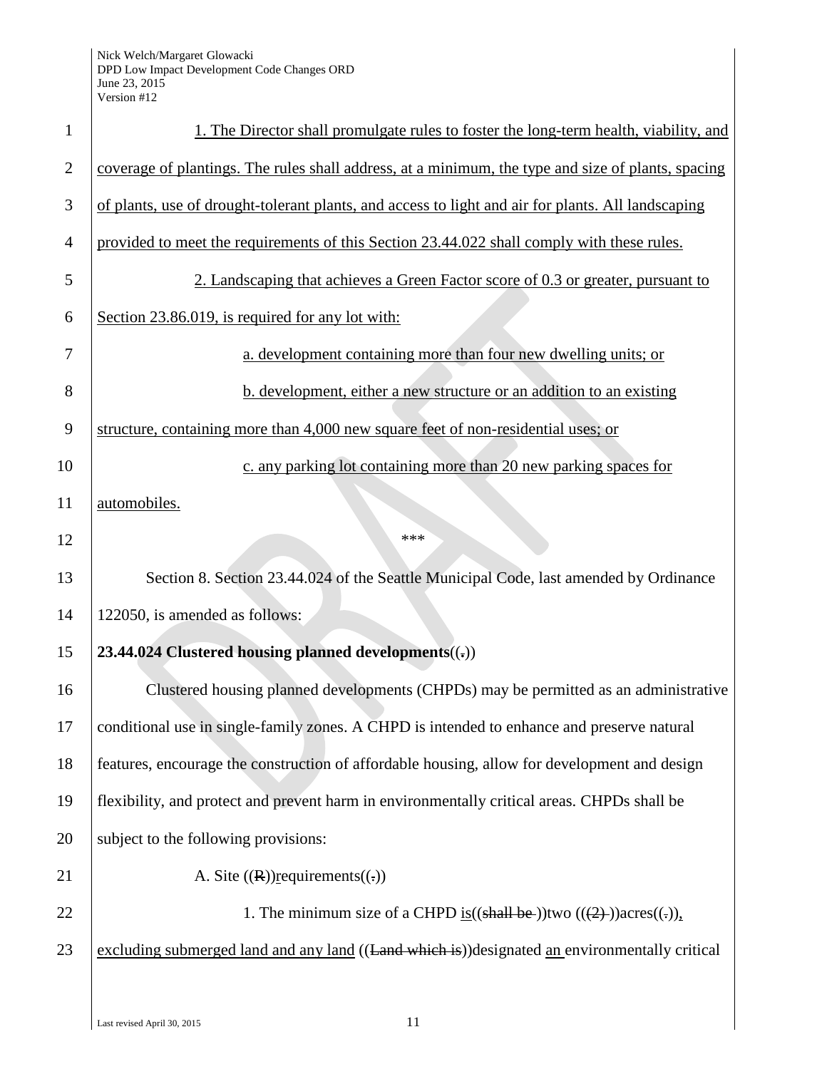1. The Director shall promulgate rules to foster the long-term health, viability, and coverage of plantings. The rules shall address, at a minimum, the type and size of plants, spacing of plants, use of drought-tolerant plants, and access to light and air for plants. All landscaping provided to meet the requirements of this Section 23.44.022 shall comply with these rules.

2. Landscaping that achieves a Green Factor score of 0.3 or greater, pursuant to Section 23.86.019, is required for any lot with:

a. development containing more than four new dwelling units; or

b. development, either a new structure or an addition to an existing structure, containing more than 4,000 new square feet of non-residential uses; or

c. any parking lot containing more than 20 new parking spaces for automobiles.

\*\*\*

Section 8. Section 23.44.024 of the Seattle Municipal Code, last amended by Ordinance 122050, is amended as follows:

**23.44.024 Clustered housing planned developments**((.))

Clustered housing planned developments (CHPDs) may be permitted as an administrative conditional use in single-family zones. A CHPD is intended to enhance and preserve natural features, encourage the construction of affordable housing, allow for development and design flexibility, and protect and prevent harm in environmentally critical areas. CHPDs shall be subject to the following provisions:

A. Site ((R))requirements((.))

1. The minimum size of a CHPD is((shall be ))two (((2) ))acres((.)), excluding submerged land and any land ((Land which is))designated an environmentally critical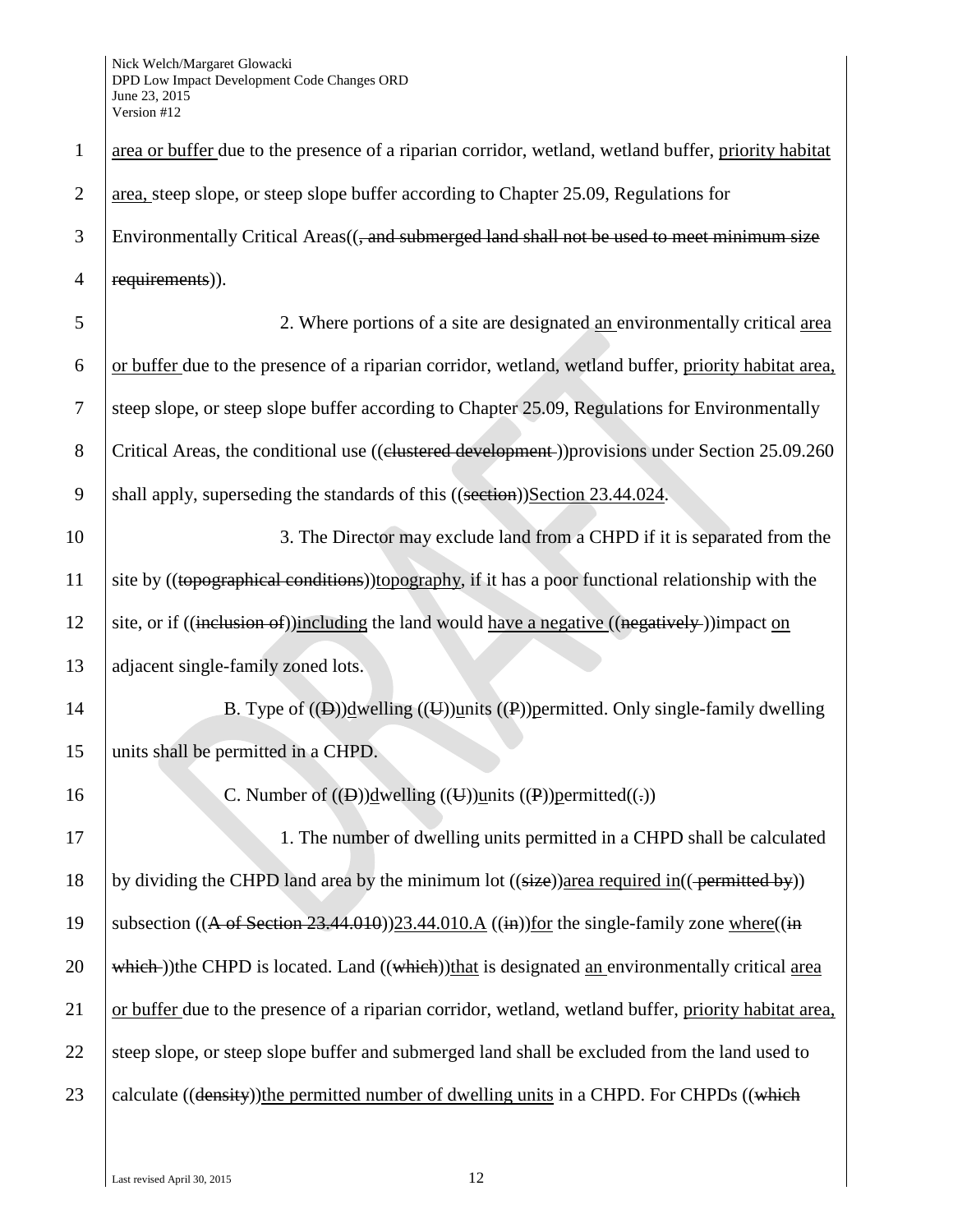area or buffer due to the presence of a riparian corridor, wetland, wetland buffer, priority habitat area, steep slope, or steep slope buffer according to Chapter 25.09, Regulations for Environmentally Critical Areas((, and submerged land shall not be used to meet minimum size requirements)).

2. Where portions of a site are designated an environmentally critical area or buffer due to the presence of a riparian corridor, wetland, wetland buffer, priority habitat area, steep slope, or steep slope buffer according to Chapter 25.09, Regulations for Environmentally Critical Areas, the conditional use ((clustered development ))provisions under Section 25.09.260 shall apply, superseding the standards of this ((section))Section 23.44.024.

3. The Director may exclude land from a CHPD if it is separated from the site by ((topographical conditions))topography, if it has a poor functional relationship with the site, or if ((inclusion of))including the land would have a negative ((negatively ))impact on adjacent single-family zoned lots.

B. Type of ((D))dwelling ((U))units ((P))permitted. Only single-family dwelling units shall be permitted in a CHPD.

C. Number of ((D))dwelling ((U))units ((P))permitted((.))

1. The number of dwelling units permitted in a CHPD shall be calculated by dividing the CHPD land area by the minimum lot ((size))area required in(( permitted by)) subsection ((A of Section 23.44.010))23.44.010.A ((in))for the single-family zone where((in which ))the CHPD is located. Land ((which))that is designated an environmentally critical area or buffer due to the presence of a riparian corridor, wetland, wetland buffer, priority habitat area, steep slope, or steep slope buffer and submerged land shall be excluded from the land used to calculate ((density))the permitted number of dwelling units in a CHPD. For CHPDs ((which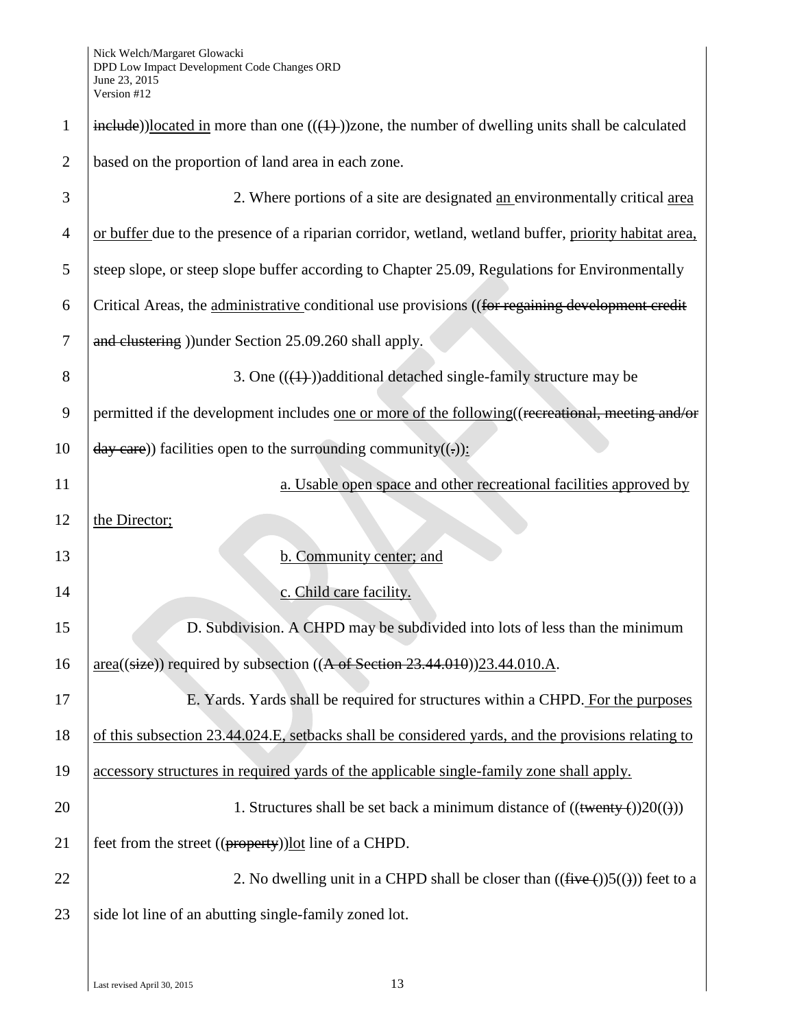include))located in more than one (((1) ))zone, the number of dwelling units shall be calculated based on the proportion of land area in each zone.

2. Where portions of a site are designated an environmentally critical area or buffer due to the presence of a riparian corridor, wetland, wetland buffer, priority habitat area, steep slope, or steep slope buffer according to Chapter 25.09, Regulations for Environmentally Critical Areas, the administrative conditional use provisions ((for regaining development credit and clustering ))under Section 25.09.260 shall apply.

3. One (((1) ))additional detached single-family structure may be permitted if the development includes one or more of the following((recreational, meeting and/or day care)) facilities open to the surrounding community((.)):

a. Usable open space and other recreational facilities approved by the Director;

b. Community center; and

c. Child care facility.

D. Subdivision. A CHPD may be subdivided into lots of less than the minimum area((size)) required by subsection ((A of Section 23.44.010))23.44.010.A.

E. Yards. Yards shall be required for structures within a CHPD. For the purposes of this subsection 23.44.024.E, setbacks shall be considered yards, and the provisions relating to accessory structures in required yards of the applicable single-family zone shall apply.

1. Structures shall be set back a minimum distance of ((twenty ())20(()) feet from the street ((property))lot line of a CHPD.

2. No dwelling unit in a CHPD shall be closer than ((five ())5(()) feet to a side lot line of an abutting single-family zoned lot.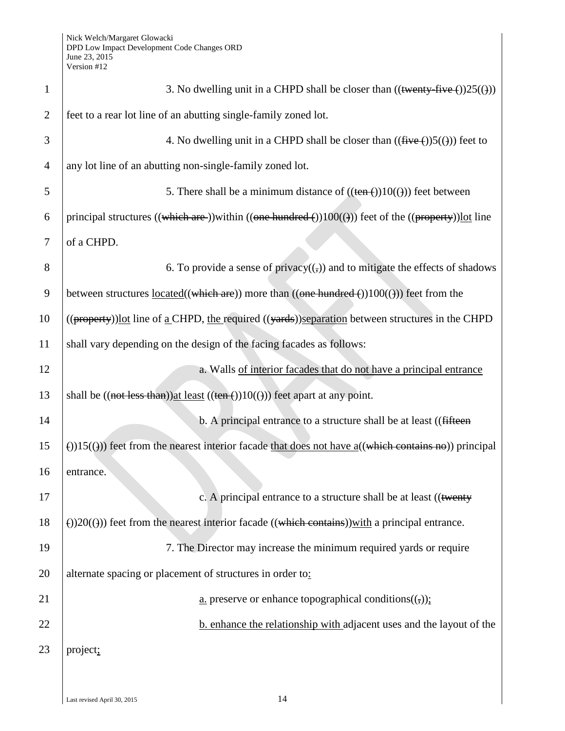3. No dwelling unit in a CHPD shall be closer than ((~~twenty-five (~~))25((~~)~~)) feet to a rear lot line of an abutting single-family zoned lot.

4. No dwelling unit in a CHPD shall be closer than ((~~five (~~))5((~~)~~)) feet to any lot line of an abutting non-single-family zoned lot.

5. There shall be a minimum distance of ((~~ten (~~))10((~~)~~)) feet between principal structures ((~~which are~~ ))within ((~~one hundred (~~))100((~~)~~)) feet of the ((~~property~~))<u>lot</u> line of a CHPD.

6. To provide a sense of privacy((~~,~~)) and to mitigate the effects of shadows between structures <u>located</u>((~~which are~~)) more than ((~~one hundred (~~))100((~~)~~)) feet from the ((~~property~~))<u>lot</u> line of <u>a</u> CHPD, <u>the</u> required ((~~yards~~))<u>separation</u> between structures in the CHPD shall vary depending on the design of the facing facades as follows:

a. Walls <u>of interior facades that do not have a principal entrance</u> shall be ((~~not less than~~))<u>at least</u> ((~~ten (~~))10((~~)~~)) feet apart at any point.

b. A principal entrance to a structure shall be at least ((~~fifteen (~~))15((~~)~~)) feet from the nearest interior facade <u>that does not have a</u>((~~which contains no~~)) principal entrance.

c. A principal entrance to a structure shall be at least ((~~twenty (~~))20((~~)~~)) feet from the nearest interior facade ((~~which contains~~))<u>with</u> a principal entrance.

7. The Director may increase the minimum required yards or require alternate spacing or placement of structures in order to<u>:</u>

<u>a.</u> preserve or enhance topographical conditions((~~,~~))<u>;</u>

<u>b. enhance the relationship with</u> adjacent uses and the layout of the project<u>;</u>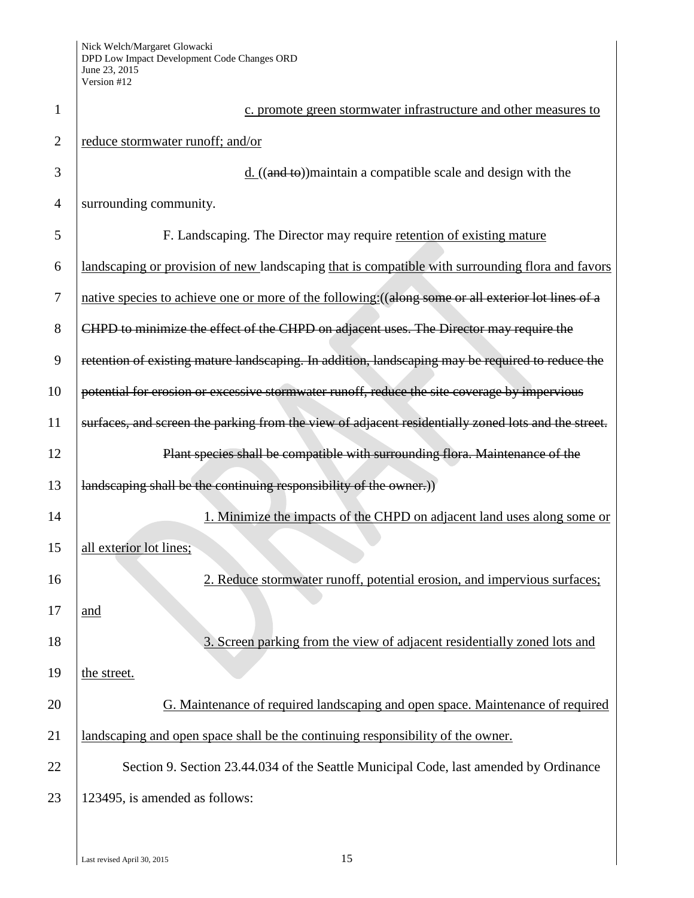c. promote green stormwater infrastructure and other measures to reduce stormwater runoff; and/or

d. ((and to))maintain a compatible scale and design with the surrounding community.

F. Landscaping. The Director may require retention of existing mature landscaping or provision of new landscaping that is compatible with surrounding flora and favors native species to achieve one or more of the following:((along some or all exterior lot lines of a CHPD to minimize the effect of the CHPD on adjacent uses. The Director may require the retention of existing mature landscaping. In addition, landscaping may be required to reduce the potential for erosion or excessive stormwater runoff, reduce the site coverage by impervious surfaces, and screen the parking from the view of adjacent residentially zoned lots and the street.

Plant species shall be compatible with surrounding flora. Maintenance of the landscaping shall be the continuing responsibility of the owner.))

1. Minimize the impacts of the CHPD on adjacent land uses along some or all exterior lot lines;

2. Reduce stormwater runoff, potential erosion, and impervious surfaces; and

3. Screen parking from the view of adjacent residentially zoned lots and the street.

G. Maintenance of required landscaping and open space. Maintenance of required landscaping and open space shall be the continuing responsibility of the owner.

Section 9. Section 23.44.034 of the Seattle Municipal Code, last amended by Ordinance 123495, is amended as follows: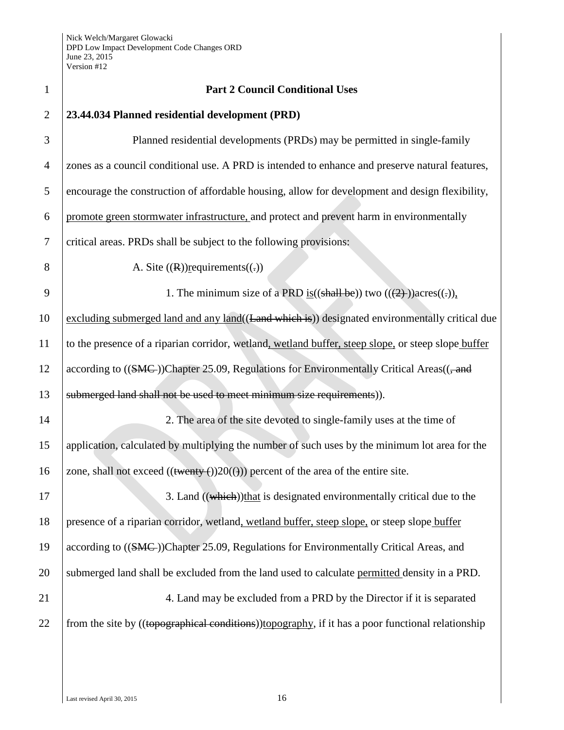**Part 2 Council Conditional Uses**

**23.44.034 Planned residential development (PRD)**

Planned residential developments (PRDs) may be permitted in single-family zones as a council conditional use. A PRD is intended to enhance and preserve natural features, encourage the construction of affordable housing, allow for development and design flexibility, promote green stormwater infrastructure, and protect and prevent harm in environmentally critical areas. PRDs shall be subject to the following provisions:

A. Site ((R))requirements((.))

1. The minimum size of a PRD is((shall be)) two (((2) ))acres((.)), excluding submerged land and any land((Land which is)) designated environmentally critical due to the presence of a riparian corridor, wetland, wetland buffer, steep slope, or steep slope buffer according to ((SMC ))Chapter 25.09, Regulations for Environmentally Critical Areas((, and submerged land shall not be used to meet minimum size requirements)).

2. The area of the site devoted to single-family uses at the time of application, calculated by multiplying the number of such uses by the minimum lot area for the zone, shall not exceed ((twenty ())20(())) percent of the area of the entire site.

3. Land ((which))that is designated environmentally critical due to the presence of a riparian corridor, wetland, wetland buffer, steep slope, or steep slope buffer according to ((SMC ))Chapter 25.09, Regulations for Environmentally Critical Areas, and submerged land shall be excluded from the land used to calculate permitted density in a PRD.

4. Land may be excluded from a PRD by the Director if it is separated from the site by ((topographical conditions))topography, if it has a poor functional relationship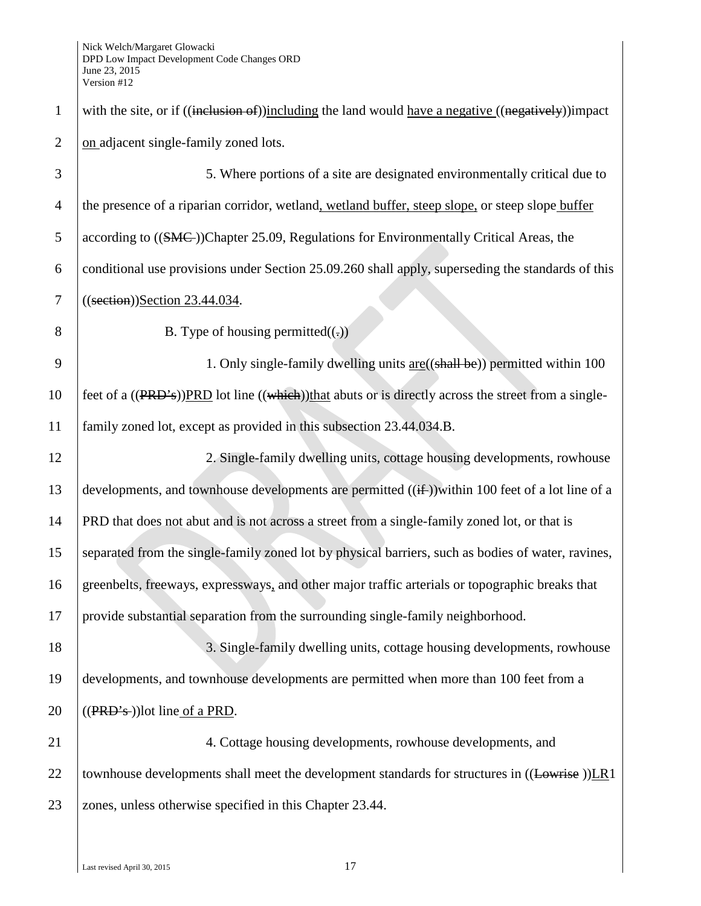with the site, or if ((inclusion of))including the land would have a negative ((negatively))impact on adjacent single-family zoned lots.

5. Where portions of a site are designated environmentally critical due to the presence of a riparian corridor, wetland, wetland buffer, steep slope, or steep slope buffer according to ((SMC ))Chapter 25.09, Regulations for Environmentally Critical Areas, the conditional use provisions under Section 25.09.260 shall apply, superseding the standards of this ((section))Section 23.44.034.

B. Type of housing permitted((.))

1. Only single-family dwelling units are((shall be)) permitted within 100 feet of a ((PRD's))PRD lot line ((which))that abuts or is directly across the street from a single-family zoned lot, except as provided in this subsection 23.44.034.B.

2. Single-family dwelling units, cottage housing developments, rowhouse developments, and townhouse developments are permitted ((if ))within 100 feet of a lot line of a PRD that does not abut and is not across a street from a single-family zoned lot, or that is separated from the single-family zoned lot by physical barriers, such as bodies of water, ravines, greenbelts, freeways, expressways, and other major traffic arterials or topographic breaks that provide substantial separation from the surrounding single-family neighborhood.

3. Single-family dwelling units, cottage housing developments, rowhouse developments, and townhouse developments are permitted when more than 100 feet from a ((PRD's ))lot line of a PRD.

4. Cottage housing developments, rowhouse developments, and townhouse developments shall meet the development standards for structures in ((Lowrise ))LR1 zones, unless otherwise specified in this Chapter 23.44.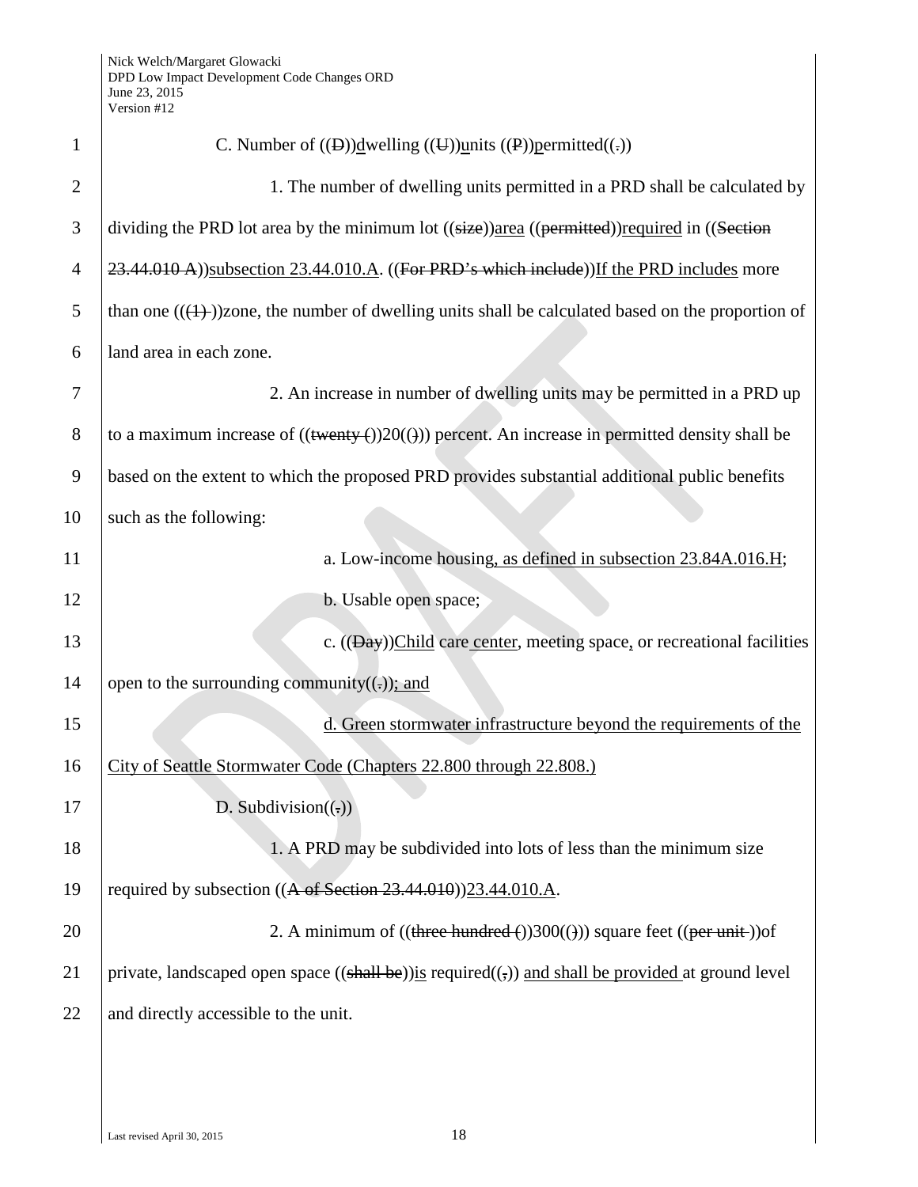C. Number of ((D))dwelling ((U))units ((P))permitted((.))

1. The number of dwelling units permitted in a PRD shall be calculated by dividing the PRD lot area by the minimum lot ((size))area ((permitted))required in ((Section 23.44.010 A))subsection 23.44.010.A. ((For PRD's which include))If the PRD includes more than one (((1) ))zone, the number of dwelling units shall be calculated based on the proportion of land area in each zone.

2. An increase in number of dwelling units may be permitted in a PRD up to a maximum increase of ((twenty ())20(())) percent. An increase in permitted density shall be based on the extent to which the proposed PRD provides substantial additional public benefits such as the following:

a. Low-income housing, as defined in subsection 23.84A.016.H;

b. Usable open space;

c. ((Day))Child care center, meeting space, or recreational facilities open to the surrounding community((.)); and

d. Green stormwater infrastructure beyond the requirements of the City of Seattle Stormwater Code (Chapters 22.800 through 22.808.)

D. Subdivision((.))

1. A PRD may be subdivided into lots of less than the minimum size required by subsection ((A of Section 23.44.010))23.44.010.A.

2. A minimum of ((three hundred ())300(())) square feet ((per unit ))of private, landscaped open space ((shall be))is required((,)) and shall be provided at ground level and directly accessible to the unit.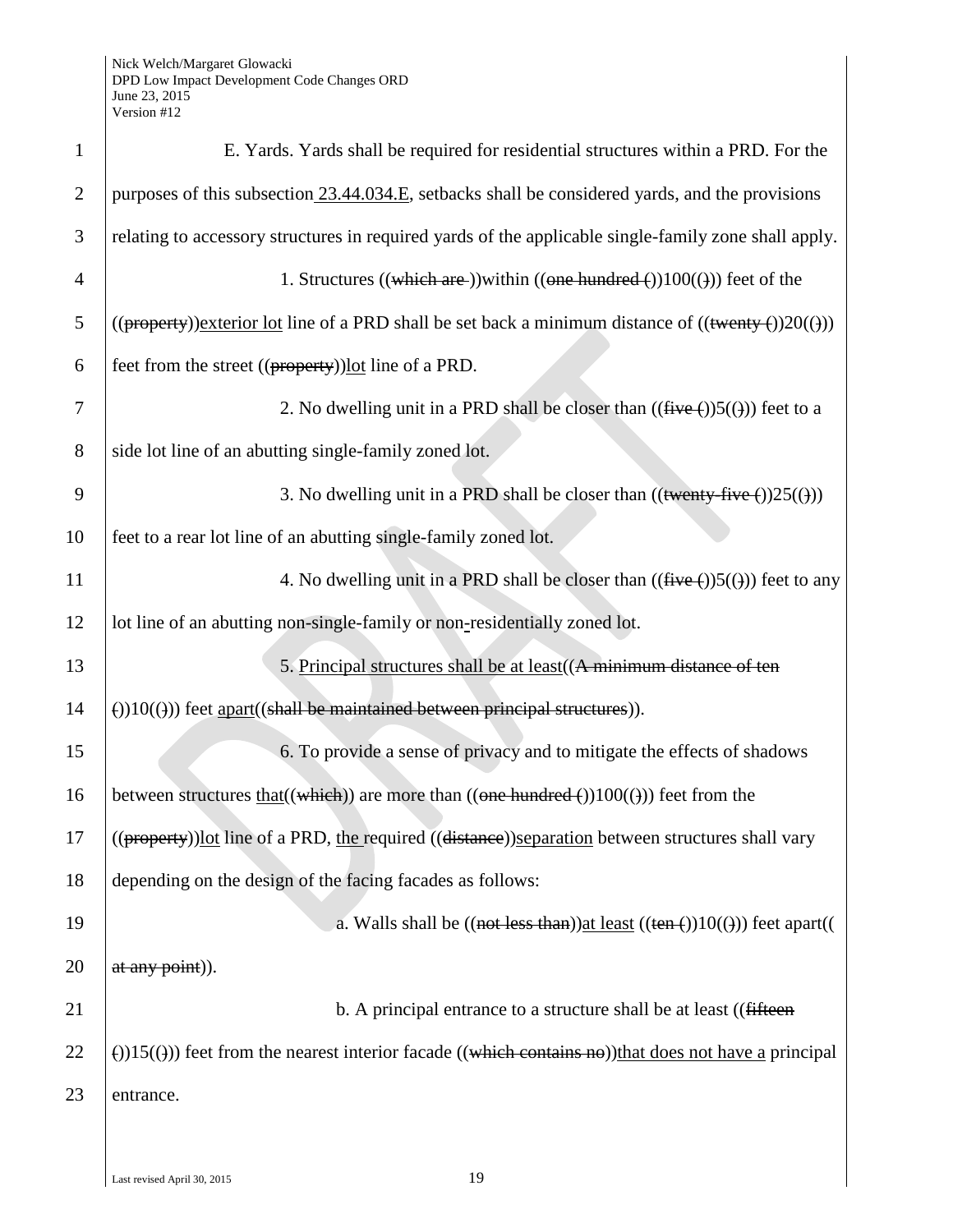E. Yards. Yards shall be required for residential structures within a PRD. For the purposes of this subsection 23.44.034.E, setbacks shall be considered yards, and the provisions relating to accessory structures in required yards of the applicable single-family zone shall apply.

1. Structures ((which are ))within ((one hundred ())100(())) feet of the ((property))exterior lot line of a PRD shall be set back a minimum distance of ((twenty ())20(())) feet from the street ((property))lot line of a PRD.

2. No dwelling unit in a PRD shall be closer than ((five ())5(())) feet to a side lot line of an abutting single-family zoned lot.

3. No dwelling unit in a PRD shall be closer than ((twenty-five ())25(())) feet to a rear lot line of an abutting single-family zoned lot.

4. No dwelling unit in a PRD shall be closer than ((five ())5(())) feet to any lot line of an abutting non-single-family or non-residentially zoned lot.

5. Principal structures shall be at least((A minimum distance of ten ())10(())) feet apart((shall be maintained between principal structures)).

6. To provide a sense of privacy and to mitigate the effects of shadows between structures that((which)) are more than ((one hundred ())100(())) feet from the ((property))lot line of a PRD, the required ((distance))separation between structures shall vary depending on the design of the facing facades as follows:

a. Walls shall be ((not less than))at least ((ten ())10(())) feet apart(( at any point)).

b. A principal entrance to a structure shall be at least ((fifteen ())15(())) feet from the nearest interior facade ((which contains no))that does not have a principal entrance.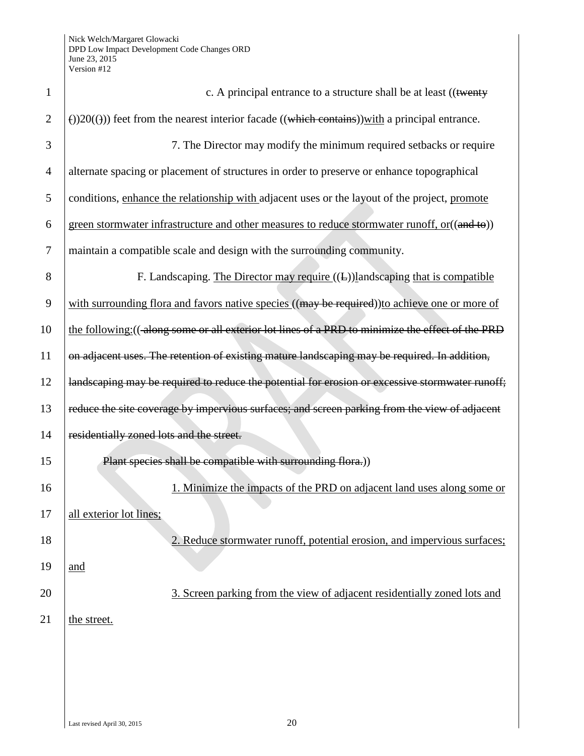c. A principal entrance to a structure shall be at least ((~~twenty (~~))20((~~)~~)) feet from the nearest interior facade ((~~which contains~~))<u>with</u> a principal entrance.

7. The Director may modify the minimum required setbacks or require alternate spacing or placement of structures in order to preserve or enhance topographical conditions, <u>enhance the relationship with</u> adjacent uses or the layout of the project, <u>promote green stormwater infrastructure and other measures to reduce stormwater runoff, or</u>((~~and to~~)) maintain a compatible scale and design with the surrounding community.

F. Landscaping. <u>The Director may require</u> ((~~L~~))<u>l</u>andscaping <u>that is compatible with surrounding flora and favors native species</u> ((~~may be required~~))<u>to achieve one or more of the following:</u>((~~ along some or all exterior lot lines of a PRD to minimize the effect of the PRD on adjacent uses. The retention of existing mature landscaping may be required. In addition, landscaping may be required to reduce the potential for erosion or excessive stormwater runoff; reduce the site coverage by impervious surfaces; and screen parking from the view of adjacent residentially zoned lots and the street.~~

~~Plant species shall be compatible with surrounding flora.~~))

<u>1. Minimize the impacts of the PRD on adjacent land uses along some or all exterior lot lines;</u>

<u>2. Reduce stormwater runoff, potential erosion, and impervious surfaces; and</u>

<u>3. Screen parking from the view of adjacent residentially zoned lots and the street.</u>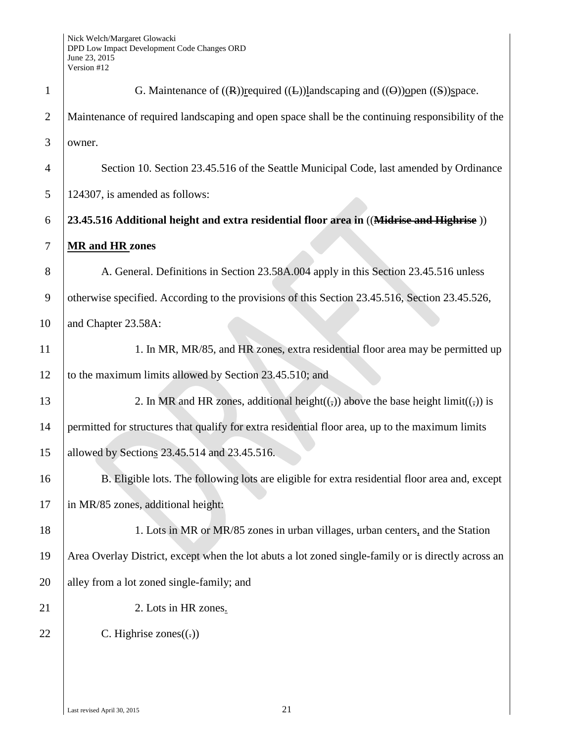G. Maintenance of ((R))required ((L))landscaping and ((O))open ((S))space. Maintenance of required landscaping and open space shall be the continuing responsibility of the owner.

Section 10. Section 23.45.516 of the Seattle Municipal Code, last amended by Ordinance 124307, is amended as follows:

**23.45.516 Additional height and extra residential floor area in ((~~Midrise and Highrise~~ )) MR and HR zones**

A. General. Definitions in Section 23.58A.004 apply in this Section 23.45.516 unless otherwise specified. According to the provisions of this Section 23.45.516, Section 23.45.526, and Chapter 23.58A:

1. In MR, MR/85, and HR zones, extra residential floor area may be permitted up to the maximum limits allowed by Section 23.45.510; and

2. In MR and HR zones, additional height((~~,~~)) above the base height limit((~~,~~)) is permitted for structures that qualify for extra residential floor area, up to the maximum limits allowed by Sections 23.45.514 and 23.45.516.

B. Eligible lots. The following lots are eligible for extra residential floor area and, except in MR/85 zones, additional height:

1. Lots in MR or MR/85 zones in urban villages, urban centers, and the Station Area Overlay District, except when the lot abuts a lot zoned single-family or is directly across an alley from a lot zoned single-family; and

2. Lots in HR zones.

C. Highrise zones((~~.~~))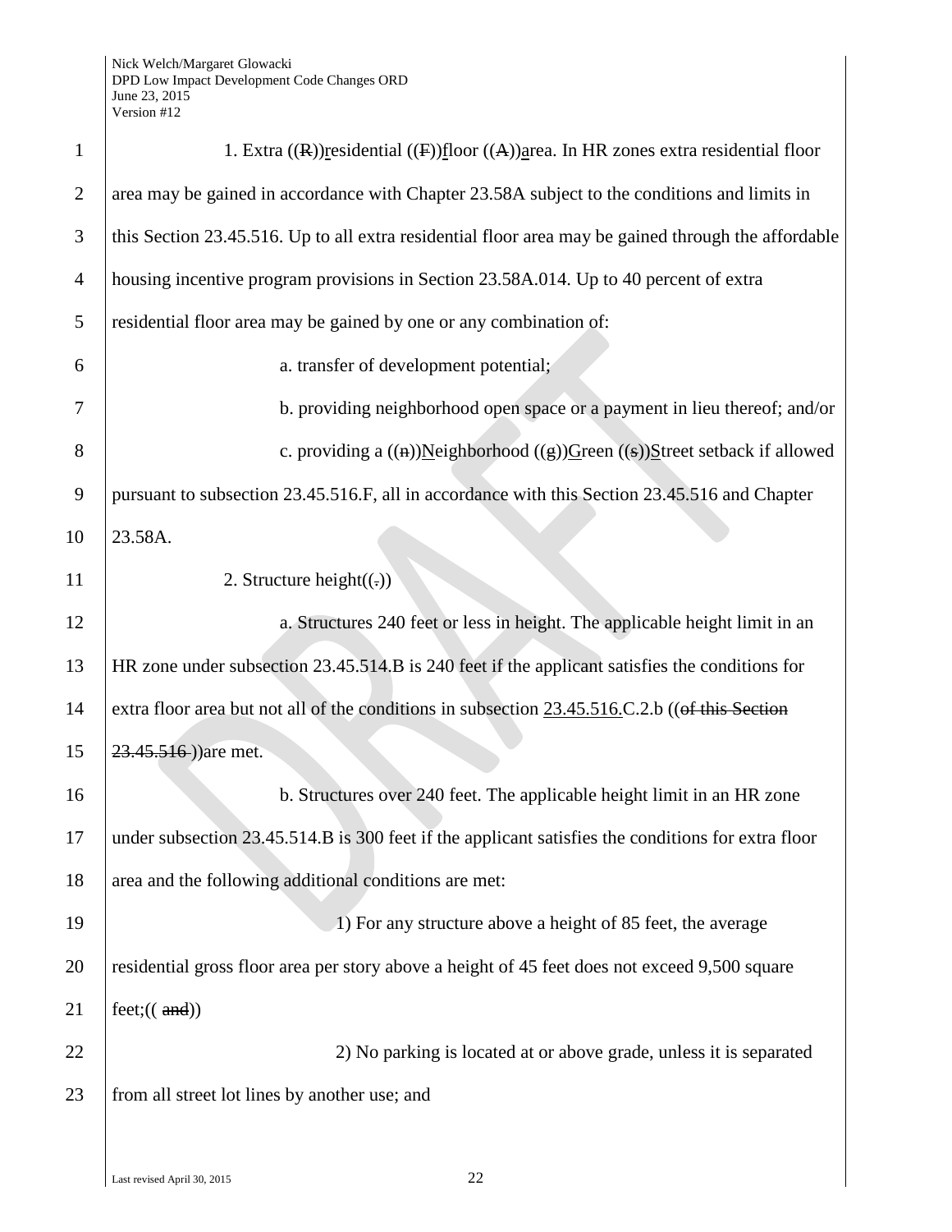1. Extra ((R))residential ((F))floor ((A))area. In HR zones extra residential floor area may be gained in accordance with Chapter 23.58A subject to the conditions and limits in this Section 23.45.516. Up to all extra residential floor area may be gained through the affordable housing incentive program provisions in Section 23.58A.014. Up to 40 percent of extra residential floor area may be gained by one or any combination of:

a. transfer of development potential;

b. providing neighborhood open space or a payment in lieu thereof; and/or

c. providing a ((n))Neighborhood ((g))Green ((s))Street setback if allowed pursuant to subsection 23.45.516.F, all in accordance with this Section 23.45.516 and Chapter 23.58A.

2. Structure height((.))

a. Structures 240 feet or less in height. The applicable height limit in an HR zone under subsection 23.45.514.B is 240 feet if the applicant satisfies the conditions for extra floor area but not all of the conditions in subsection 23.45.516.C.2.b ((of this Section 23.45.516 ))are met.

b. Structures over 240 feet. The applicable height limit in an HR zone under subsection 23.45.514.B is 300 feet if the applicant satisfies the conditions for extra floor area and the following additional conditions are met:

1) For any structure above a height of 85 feet, the average residential gross floor area per story above a height of 45 feet does not exceed 9,500 square feet;(( and))

2) No parking is located at or above grade, unless it is separated from all street lot lines by another use; and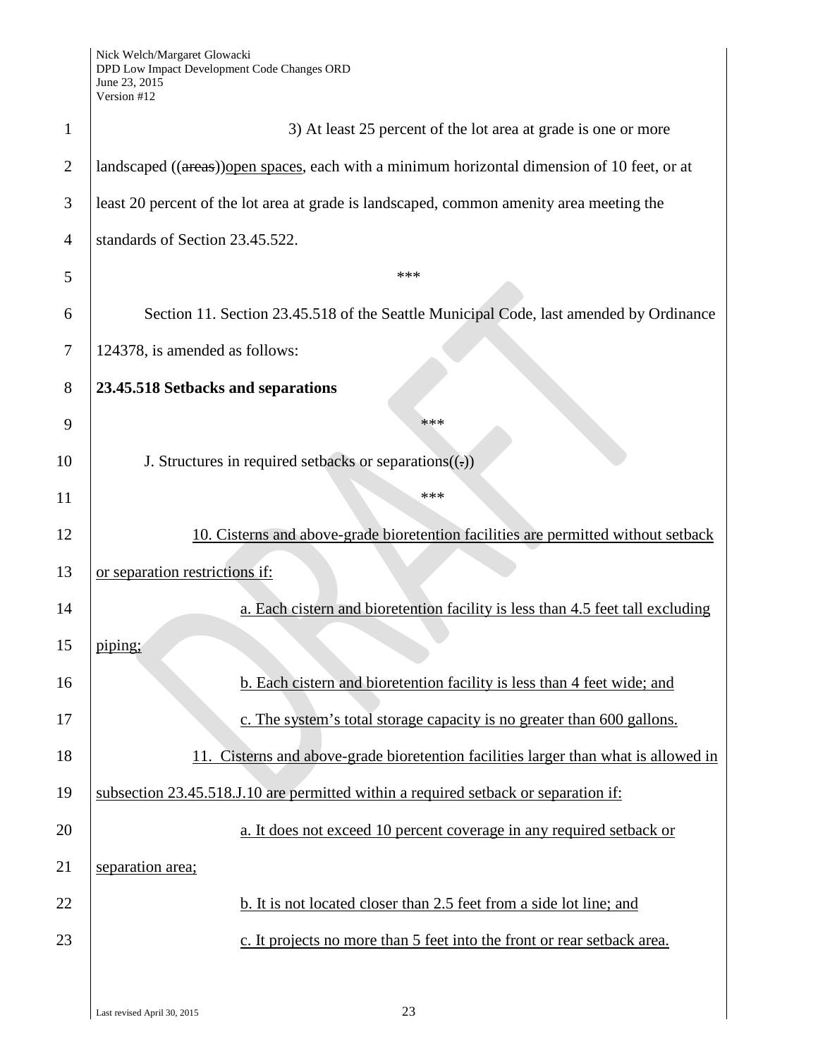3) At least 25 percent of the lot area at grade is one or more landscaped ((~~areas~~))<u>open spaces</u>, each with a minimum horizontal dimension of 10 feet, or at least 20 percent of the lot area at grade is landscaped, common amenity area meeting the standards of Section 23.45.522.

\*\*\*

Section 11. Section 23.45.518 of the Seattle Municipal Code, last amended by Ordinance 124378, is amended as follows:

**23.45.518 Setbacks and separations**

\*\*\*

J. Structures in required setbacks or separations((~~.~~))

\*\*\*

<u>10. Cisterns and above-grade bioretention facilities are permitted without setback or separation restrictions if:</u>

<u>a. Each cistern and bioretention facility is less than 4.5 feet tall excluding piping;</u>

<u>b. Each cistern and bioretention facility is less than 4 feet wide; and</u>

<u>c. The system's total storage capacity is no greater than 600 gallons.</u>

<u>11. Cisterns and above-grade bioretention facilities larger than what is allowed in subsection 23.45.518.J.10 are permitted within a required setback or separation if:</u>

<u>a. It does not exceed 10 percent coverage in any required setback or separation area;</u>

<u>b. It is not located closer than 2.5 feet from a side lot line; and</u>

<u>c. It projects no more than 5 feet into the front or rear setback area.</u>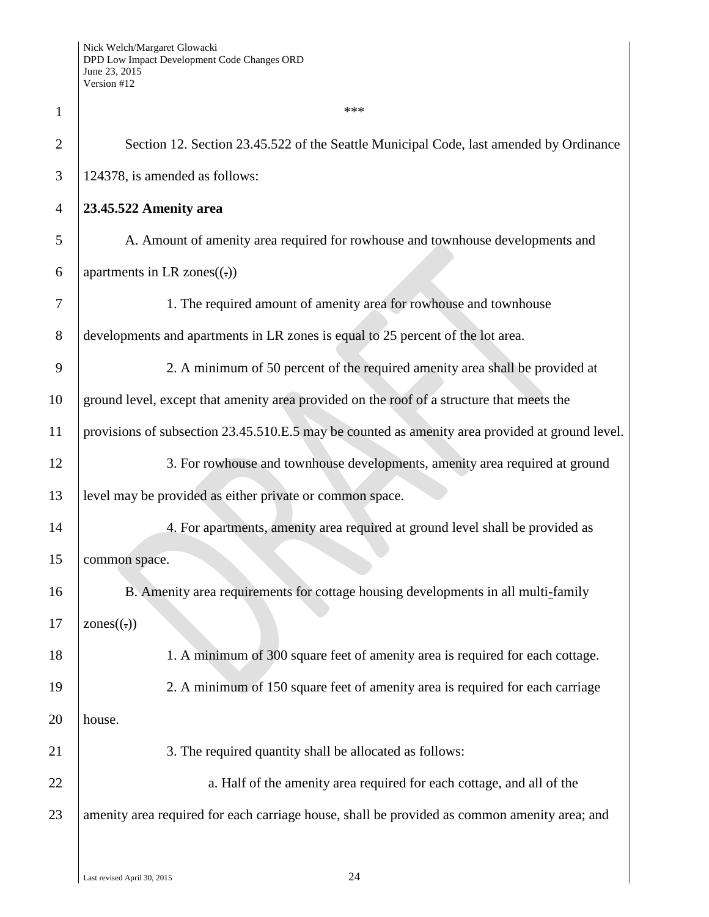\*\*\*

Section 12. Section 23.45.522 of the Seattle Municipal Code, last amended by Ordinance 124378, is amended as follows:

**23.45.522 Amenity area**

A. Amount of amenity area required for rowhouse and townhouse developments and apartments in LR zones((.))

1. The required amount of amenity area for rowhouse and townhouse developments and apartments in LR zones is equal to 25 percent of the lot area.

2. A minimum of 50 percent of the required amenity area shall be provided at ground level, except that amenity area provided on the roof of a structure that meets the provisions of subsection 23.45.510.E.5 may be counted as amenity area provided at ground level.

3. For rowhouse and townhouse developments, amenity area required at ground level may be provided as either private or common space.

4. For apartments, amenity area required at ground level shall be provided as common space.

B. Amenity area requirements for cottage housing developments in all multi-family zones((.))

1. A minimum of 300 square feet of amenity area is required for each cottage.

2. A minimum of 150 square feet of amenity area is required for each carriage house.

3. The required quantity shall be allocated as follows:

a. Half of the amenity area required for each cottage, and all of the amenity area required for each carriage house, shall be provided as common amenity area; and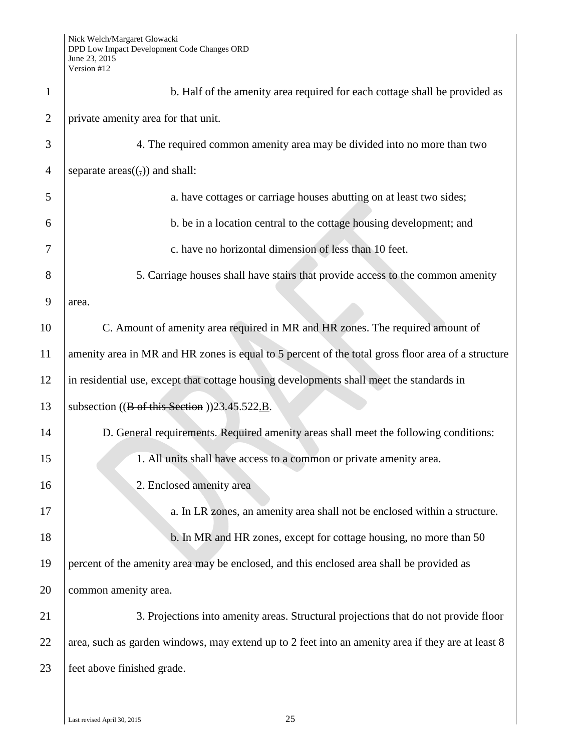b. Half of the amenity area required for each cottage shall be provided as private amenity area for that unit.

4. The required common amenity area may be divided into no more than two separate areas((,)) and shall:

a. have cottages or carriage houses abutting on at least two sides;

b. be in a location central to the cottage housing development; and

c. have no horizontal dimension of less than 10 feet.

5. Carriage houses shall have stairs that provide access to the common amenity area.

C. Amount of amenity area required in MR and HR zones. The required amount of amenity area in MR and HR zones is equal to 5 percent of the total gross floor area of a structure in residential use, except that cottage housing developments shall meet the standards in subsection ((~~B of this Section~~ ))23.45.522.B.

D. General requirements. Required amenity areas shall meet the following conditions:

1. All units shall have access to a common or private amenity area.

2. Enclosed amenity area

a. In LR zones, an amenity area shall not be enclosed within a structure.

b. In MR and HR zones, except for cottage housing, no more than 50 percent of the amenity area may be enclosed, and this enclosed area shall be provided as common amenity area.

3. Projections into amenity areas. Structural projections that do not provide floor area, such as garden windows, may extend up to 2 feet into an amenity area if they are at least 8 feet above finished grade.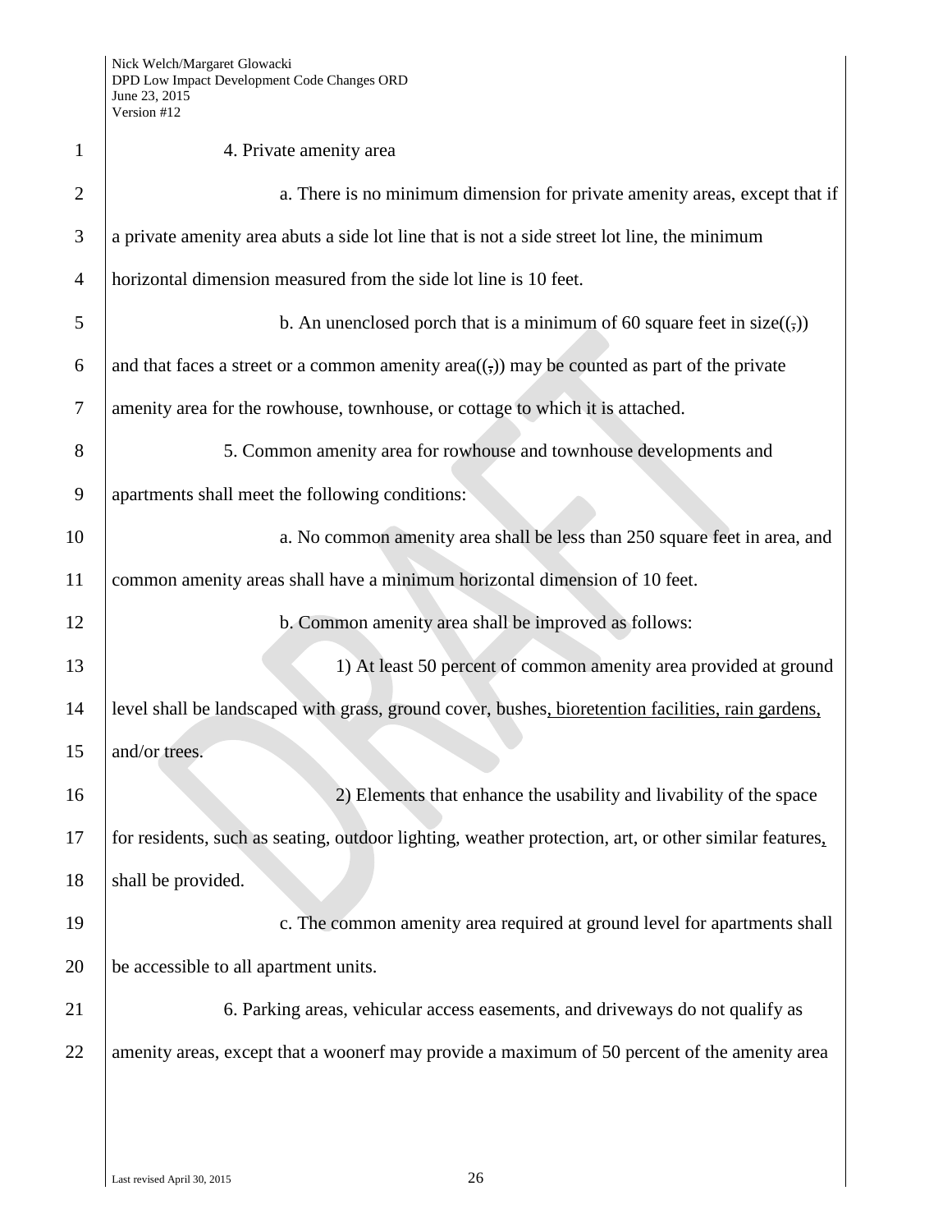4. Private amenity area

a. There is no minimum dimension for private amenity areas, except that if a private amenity area abuts a side lot line that is not a side street lot line, the minimum horizontal dimension measured from the side lot line is 10 feet.

b. An unenclosed porch that is a minimum of 60 square feet in size((,)) and that faces a street or a common amenity area((,)) may be counted as part of the private amenity area for the rowhouse, townhouse, or cottage to which it is attached.

5. Common amenity area for rowhouse and townhouse developments and apartments shall meet the following conditions:

a. No common amenity area shall be less than 250 square feet in area, and common amenity areas shall have a minimum horizontal dimension of 10 feet.

b. Common amenity area shall be improved as follows:

1) At least 50 percent of common amenity area provided at ground level shall be landscaped with grass, ground cover, bushes, bioretention facilities, rain gardens, and/or trees.

2) Elements that enhance the usability and livability of the space for residents, such as seating, outdoor lighting, weather protection, art, or other similar features, shall be provided.

c. The common amenity area required at ground level for apartments shall be accessible to all apartment units.

6. Parking areas, vehicular access easements, and driveways do not qualify as amenity areas, except that a woonerf may provide a maximum of 50 percent of the amenity area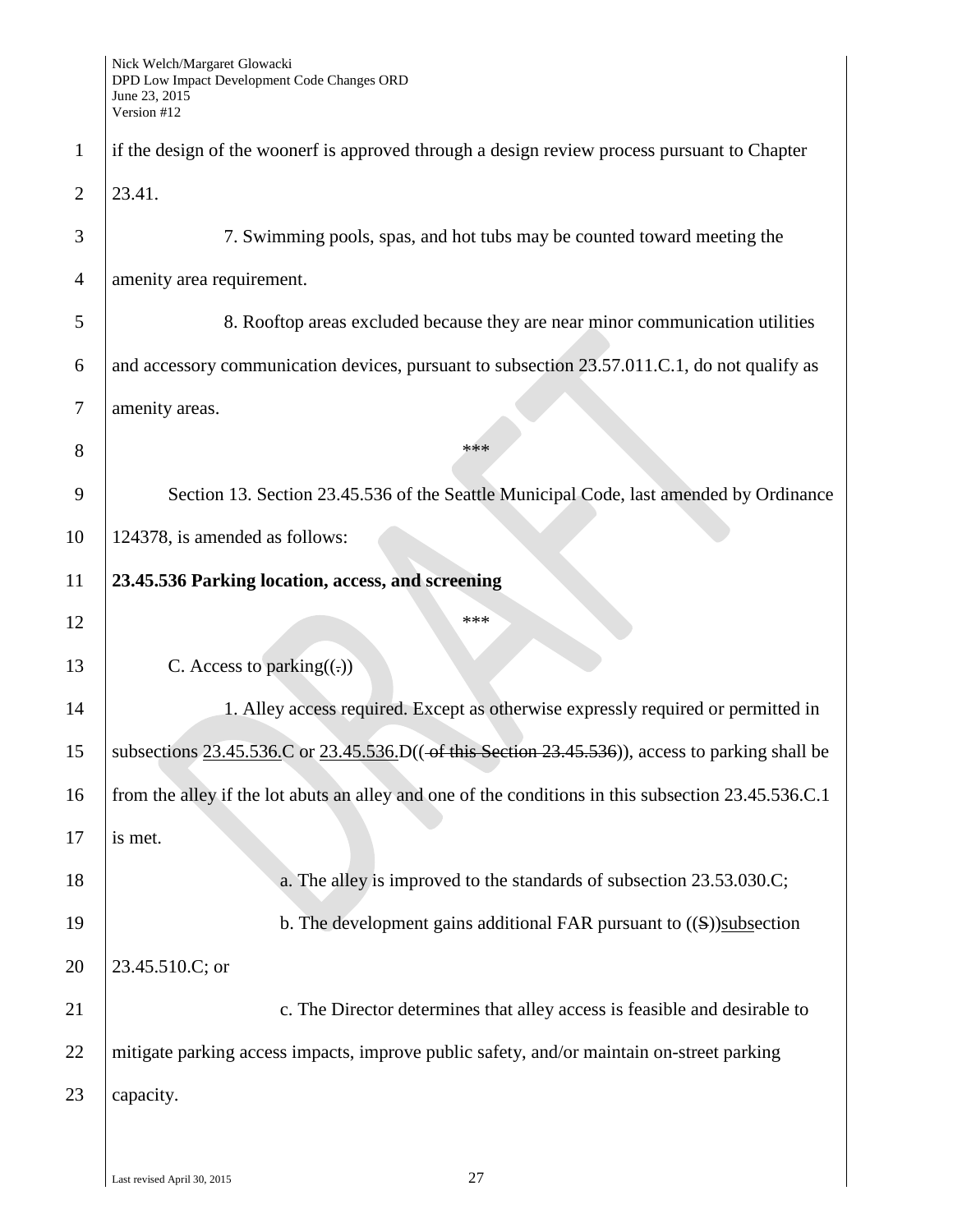if the design of the woonerf is approved through a design review process pursuant to Chapter 23.41.

7. Swimming pools, spas, and hot tubs may be counted toward meeting the amenity area requirement.

8. Rooftop areas excluded because they are near minor communication utilities and accessory communication devices, pursuant to subsection 23.57.011.C.1, do not qualify as amenity areas.

\*\*\*

Section 13. Section 23.45.536 of the Seattle Municipal Code, last amended by Ordinance 124378, is amended as follows:

**23.45.536 Parking location, access, and screening**

\*\*\*

C. Access to parking((.))

1. Alley access required. Except as otherwise expressly required or permitted in subsections <u>23.45.536.</u>C or <u>23.45.536.</u>D(( ~~of this Section 23.45.536~~)), access to parking shall be from the alley if the lot abuts an alley and one of the conditions in this subsection 23.45.536.C.1 is met.

a. The alley is improved to the standards of subsection 23.53.030.C;

b. The development gains additional FAR pursuant to ((~~S~~))<u>subs</u>ection 23.45.510.C; or

c. The Director determines that alley access is feasible and desirable to mitigate parking access impacts, improve public safety, and/or maintain on-street parking capacity.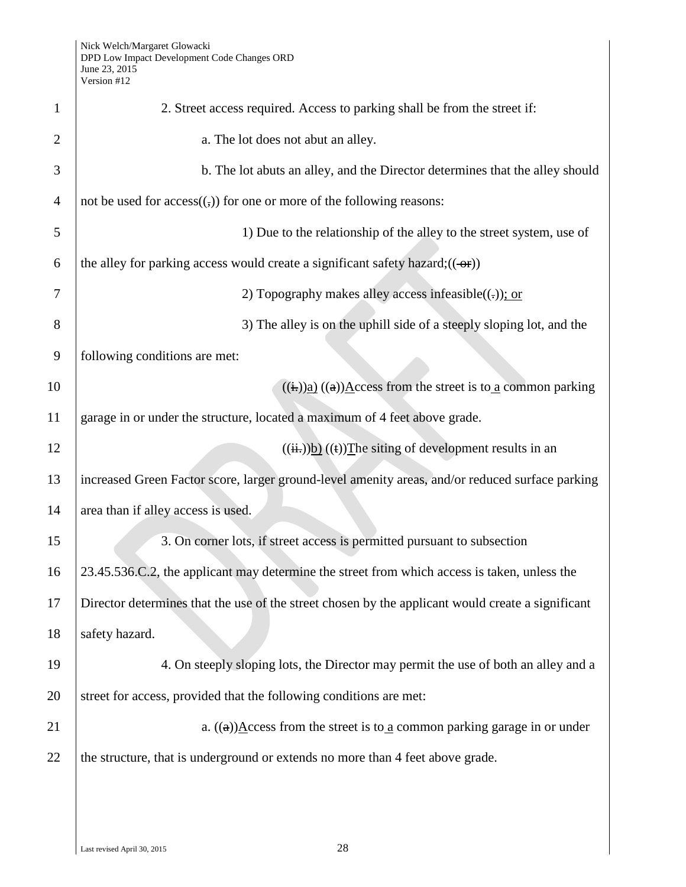2. Street access required. Access to parking shall be from the street if:

a. The lot does not abut an alley.

b. The lot abuts an alley, and the Director determines that the alley should not be used for access((,)) for one or more of the following reasons:

1) Due to the relationship of the alley to the street system, use of the alley for parking access would create a significant safety hazard;(( or))

2) Topography makes alley access infeasible((.)); or

3) The alley is on the uphill side of a steeply sloping lot, and the following conditions are met:

((i.))a) ((a))Access from the street is to a common parking garage in or under the structure, located a maximum of 4 feet above grade.

((ii.))b) ((t))The siting of development results in an increased Green Factor score, larger ground-level amenity areas, and/or reduced surface parking area than if alley access is used.

3. On corner lots, if street access is permitted pursuant to subsection 23.45.536.C.2, the applicant may determine the street from which access is taken, unless the Director determines that the use of the street chosen by the applicant would create a significant safety hazard.

4. On steeply sloping lots, the Director may permit the use of both an alley and a street for access, provided that the following conditions are met:

a. ((a))Access from the street is to a common parking garage in or under the structure, that is underground or extends no more than 4 feet above grade.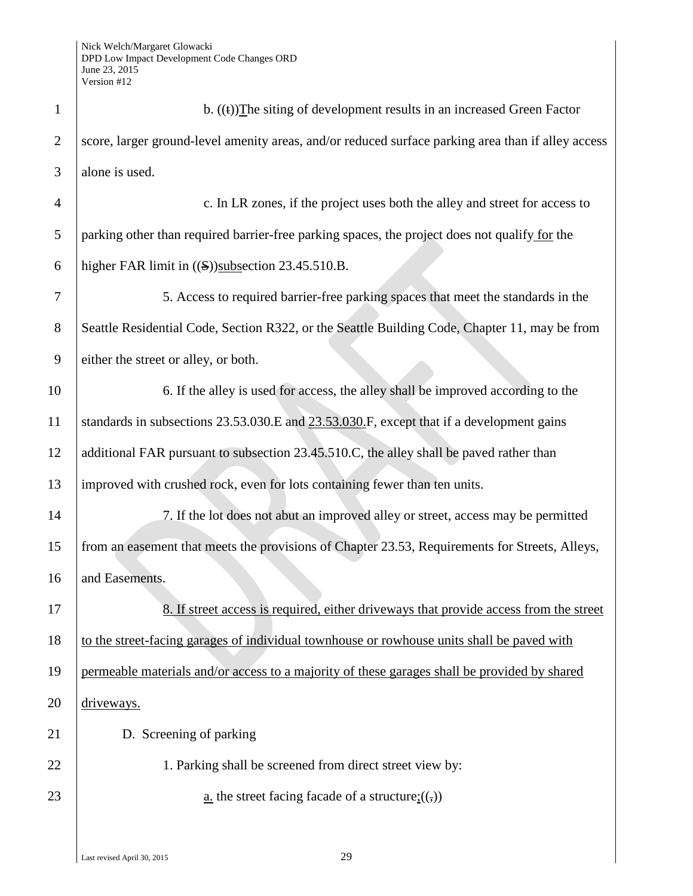b. ((t))The siting of development results in an increased Green Factor score, larger ground-level amenity areas, and/or reduced surface parking area than if alley access alone is used.

c. In LR zones, if the project uses both the alley and street for access to parking other than required barrier-free parking spaces, the project does not qualify for the higher FAR limit in ((S))subsection 23.45.510.B.

5. Access to required barrier-free parking spaces that meet the standards in the Seattle Residential Code, Section R322, or the Seattle Building Code, Chapter 11, may be from either the street or alley, or both.

6. If the alley is used for access, the alley shall be improved according to the standards in subsections 23.53.030.E and 23.53.030.F, except that if a development gains additional FAR pursuant to subsection 23.45.510.C, the alley shall be paved rather than improved with crushed rock, even for lots containing fewer than ten units.

7. If the lot does not abut an improved alley or street, access may be permitted from an easement that meets the provisions of Chapter 23.53, Requirements for Streets, Alleys, and Easements.

8. If street access is required, either driveways that provide access from the street to the street-facing garages of individual townhouse or rowhouse units shall be paved with permeable materials and/or access to a majority of these garages shall be provided by shared driveways.

D. Screening of parking

1. Parking shall be screened from direct street view by:

a. the street facing facade of a structure;((,))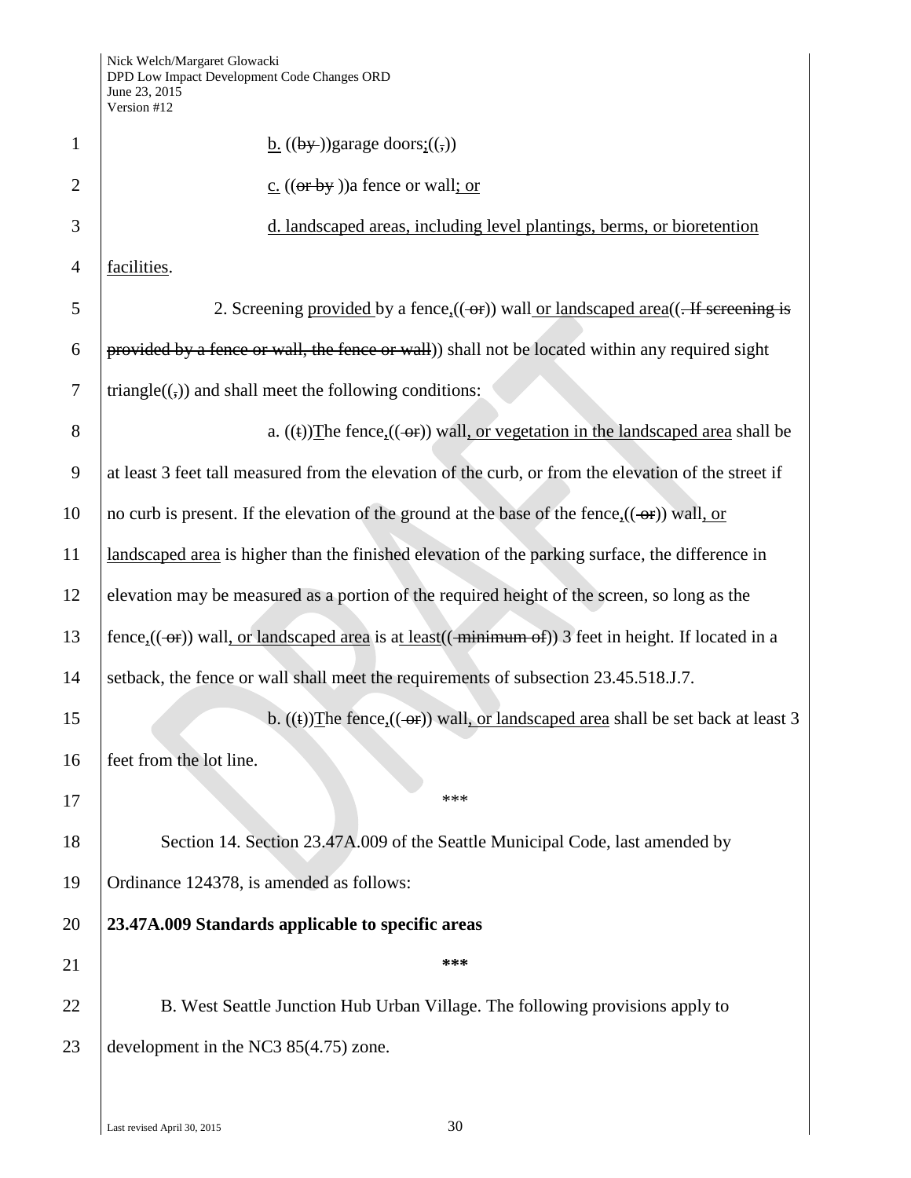b. ((by ))garage doors;((,))

c. ((or by ))a fence or wall; or

d. landscaped areas, including level plantings, berms, or bioretention facilities.

2. Screening provided by a fence,(( or)) wall or landscaped area((. If screening is provided by a fence or wall, the fence or wall)) shall not be located within any required sight triangle((,)) and shall meet the following conditions:

a. ((t))The fence,(( or)) wall, or vegetation in the landscaped area shall be at least 3 feet tall measured from the elevation of the curb, or from the elevation of the street if no curb is present. If the elevation of the ground at the base of the fence,(( or)) wall, or landscaped area is higher than the finished elevation of the parking surface, the difference in elevation may be measured as a portion of the required height of the screen, so long as the fence,(( or)) wall, or landscaped area is at least(( minimum of)) 3 feet in height. If located in a setback, the fence or wall shall meet the requirements of subsection 23.45.518.J.7.

b. ((t))The fence,(( or)) wall, or landscaped area shall be set back at least 3 feet from the lot line.

***

Section 14. Section 23.47A.009 of the Seattle Municipal Code, last amended by Ordinance 124378, is amended as follows:

**23.47A.009 Standards applicable to specific areas**

**\*\*\***

B. West Seattle Junction Hub Urban Village. The following provisions apply to development in the NC3 85(4.75) zone.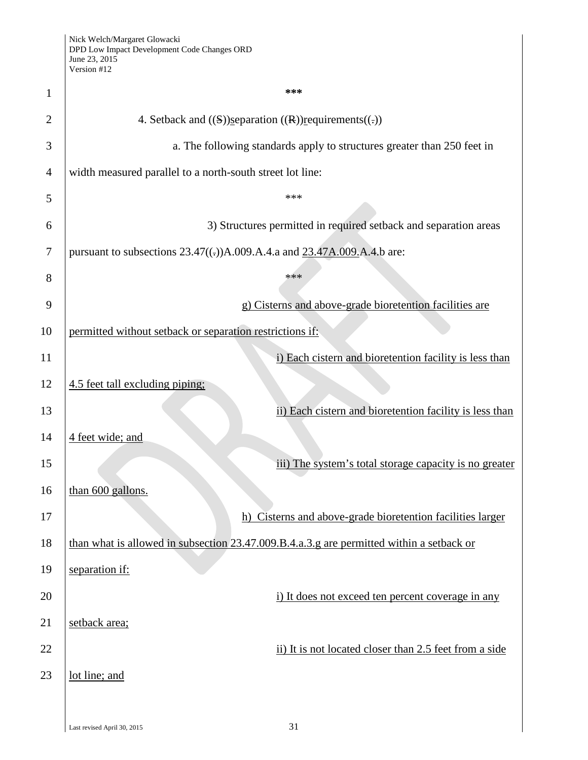\*\*\*

4. Setback and ((S))separation ((R))requirements((.))

a. The following standards apply to structures greater than 250 feet in width measured parallel to a north-south street lot line:

\*\*\*

3) Structures permitted in required setback and separation areas pursuant to subsections 23.47((.))A.009.A.4.a and 23.47A.009.A.4.b are:

\*\*\*

g) Cisterns and above-grade bioretention facilities are permitted without setback or separation restrictions if:

i) Each cistern and bioretention facility is less than 4.5 feet tall excluding piping;

ii) Each cistern and bioretention facility is less than 4 feet wide; and

iii) The system's total storage capacity is no greater than 600 gallons.

h) Cisterns and above-grade bioretention facilities larger than what is allowed in subsection 23.47.009.B.4.a.3.g are permitted within a setback or separation if:

i) It does not exceed ten percent coverage in any setback area;

ii) It is not located closer than 2.5 feet from a side lot line; and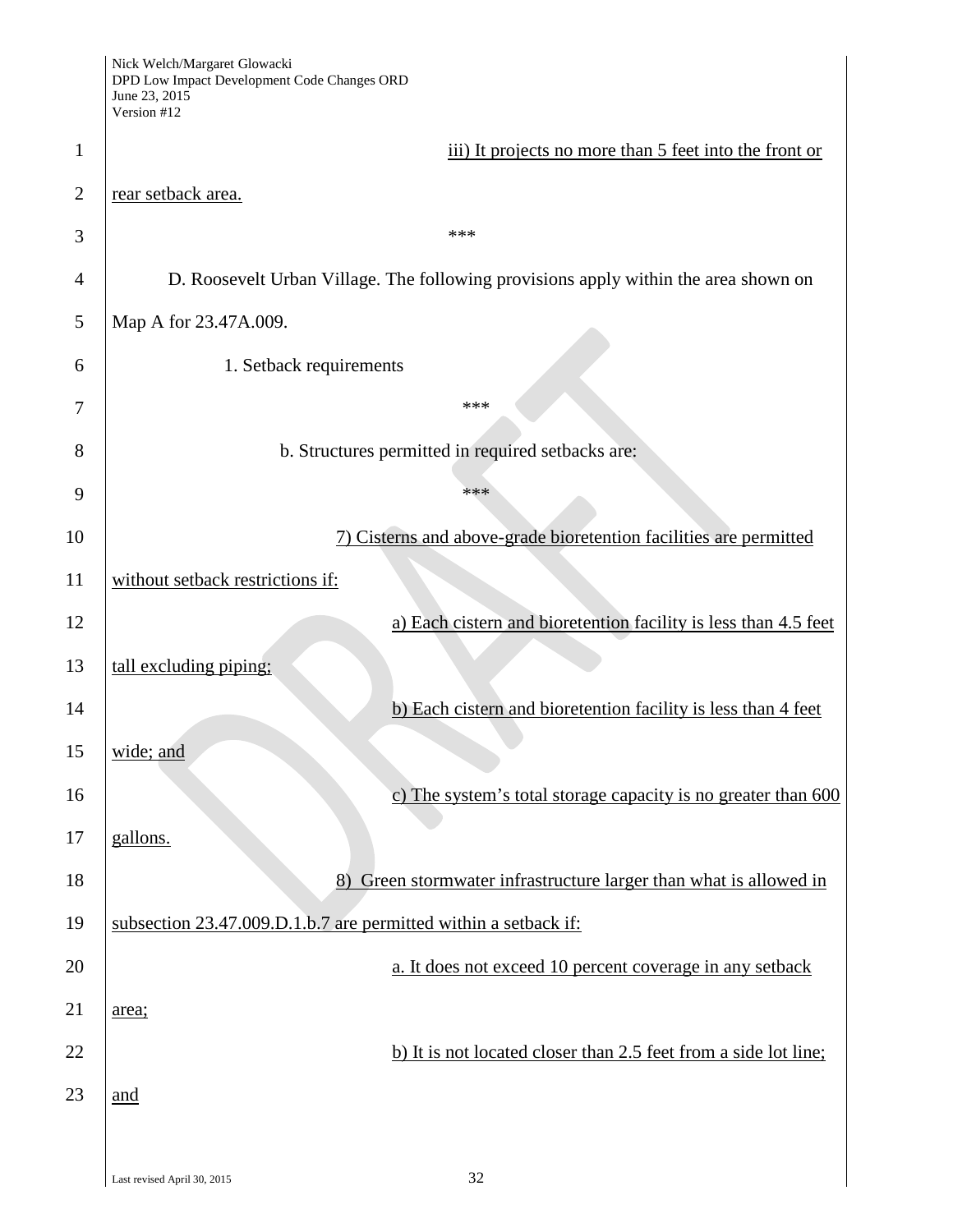iii) It projects no more than 5 feet into the front or rear setback area.

\*\*\*

D. Roosevelt Urban Village. The following provisions apply within the area shown on Map A for 23.47A.009.

1. Setback requirements

\*\*\*

b. Structures permitted in required setbacks are:

\*\*\*

7) Cisterns and above-grade bioretention facilities are permitted without setback restrictions if:

a) Each cistern and bioretention facility is less than 4.5 feet tall excluding piping;

b) Each cistern and bioretention facility is less than 4 feet wide; and

c) The system's total storage capacity is no greater than 600 gallons.

8) Green stormwater infrastructure larger than what is allowed in subsection 23.47.009.D.1.b.7 are permitted within a setback if:

a. It does not exceed 10 percent coverage in any setback area;

b) It is not located closer than 2.5 feet from a side lot line; and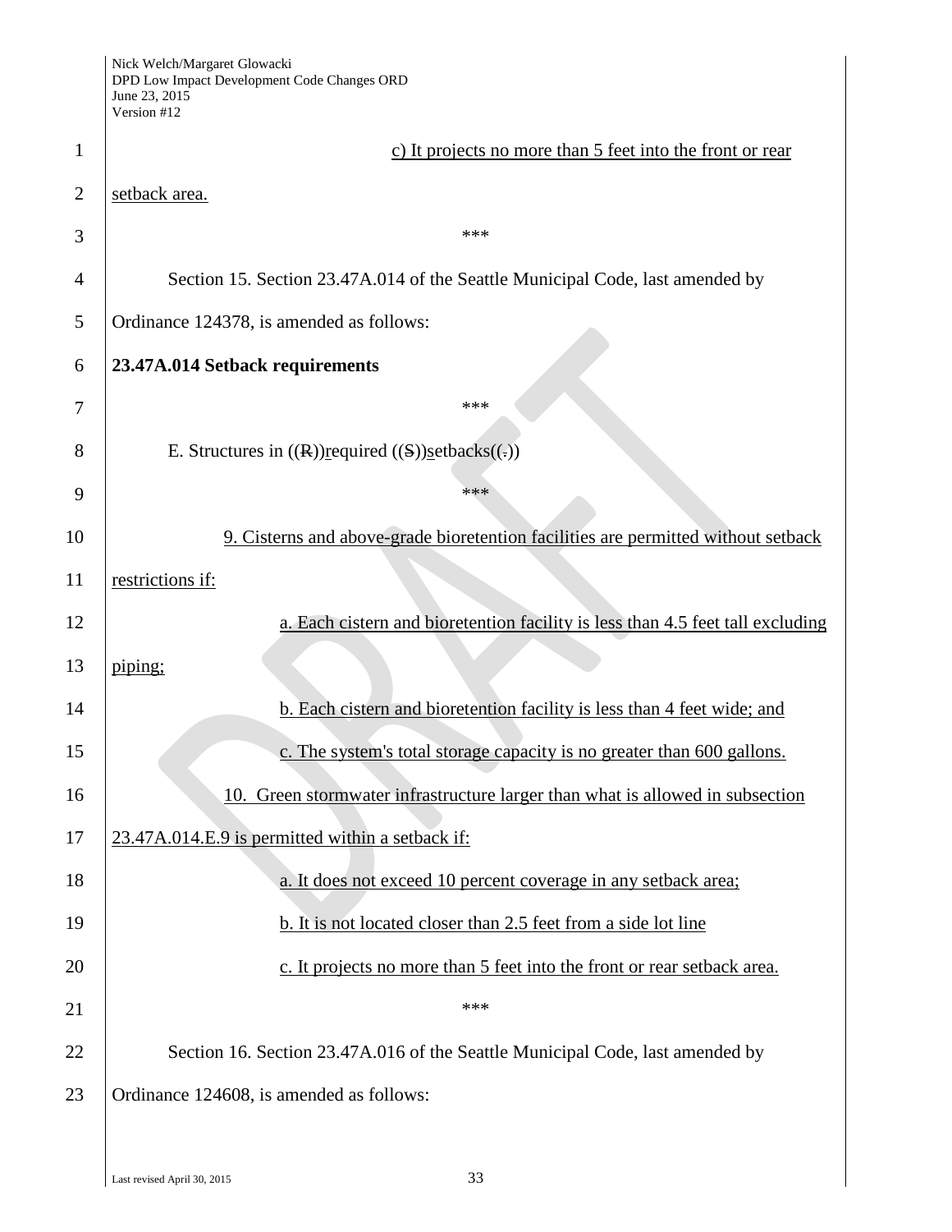c) It projects no more than 5 feet into the front or rear setback area.

\*\*\*

Section 15. Section 23.47A.014 of the Seattle Municipal Code, last amended by Ordinance 124378, is amended as follows:

**23.47A.014 Setback requirements**

\*\*\*

E. Structures in ((R))required ((S))setbacks((.))

\*\*\*

9. Cisterns and above-grade bioretention facilities are permitted without setback restrictions if:

a. Each cistern and bioretention facility is less than 4.5 feet tall excluding piping;

b. Each cistern and bioretention facility is less than 4 feet wide; and

c. The system's total storage capacity is no greater than 600 gallons.

10. Green stormwater infrastructure larger than what is allowed in subsection 23.47A.014.E.9 is permitted within a setback if:

a. It does not exceed 10 percent coverage in any setback area;

b. It is not located closer than 2.5 feet from a side lot line

c. It projects no more than 5 feet into the front or rear setback area.

\*\*\*

Section 16. Section 23.47A.016 of the Seattle Municipal Code, last amended by Ordinance 124608, is amended as follows: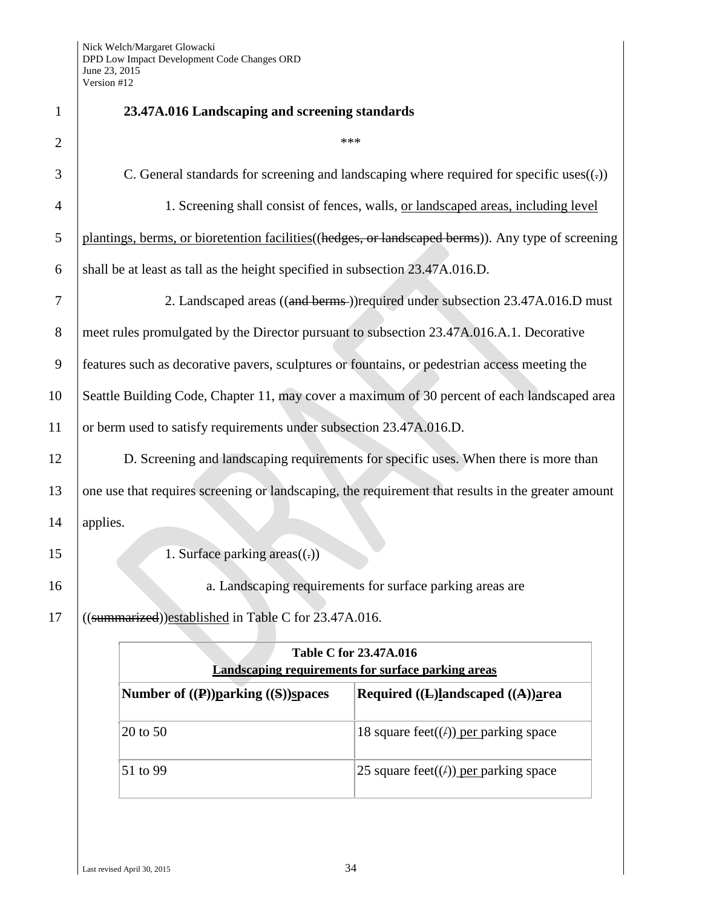**23.47A.016 Landscaping and screening standards**

\*\*\*

C. General standards for screening and landscaping where required for specific uses((.))

1. Screening shall consist of fences, walls, or landscaped areas, including level plantings, berms, or bioretention facilities((hedges, or landscaped berms)). Any type of screening shall be at least as tall as the height specified in subsection 23.47A.016.D.

2. Landscaped areas ((and berms ))required under subsection 23.47A.016.D must meet rules promulgated by the Director pursuant to subsection 23.47A.016.A.1. Decorative features such as decorative pavers, sculptures or fountains, or pedestrian access meeting the Seattle Building Code, Chapter 11, may cover a maximum of 30 percent of each landscaped area or berm used to satisfy requirements under subsection 23.47A.016.D.

D. Screening and landscaping requirements for specific uses. When there is more than one use that requires screening or landscaping, the requirement that results in the greater amount applies.

1. Surface parking areas((.))

a. Landscaping requirements for surface parking areas are ((summarized))established in Table C for 23.47A.016.

| Table C for 23.47A.016<br>Landscaping requirements for surface parking areas | |
|---|---|
| **Number of ((P))parking ((S))spaces** | **Required ((L))landscaped ((A))area** |
| 20 to 50 | 18 square feet((/)) per parking space |
| 51 to 99 | 25 square feet((/)) per parking space |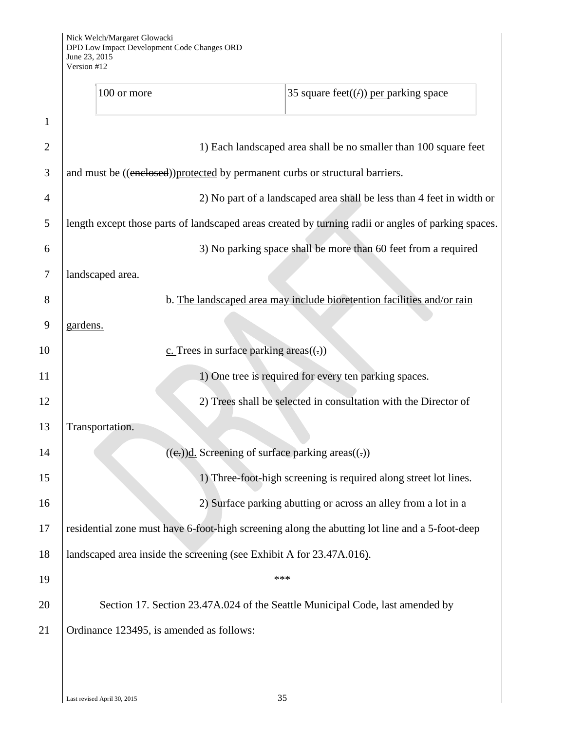| 100 or more | 35 square feet((/)) <u>per</u> parking space |
|---|---|

1) Each landscaped area shall be no smaller than 100 square feet and must be ((~~enclosed~~))<u>protected</u> by permanent curbs or structural barriers.

2) No part of a landscaped area shall be less than 4 feet in width or length except those parts of landscaped areas created by turning radii or angles of parking spaces.

3) No parking space shall be more than 60 feet from a required landscaped area.

b. <u>The landscaped area may include bioretention facilities and/or rain gardens.</u>

<u>c.</u> Trees in surface parking areas((~~.~~))

1) One tree is required for every ten parking spaces.

2) Trees shall be selected in consultation with the Director of Transportation.

((~~c.~~))<u>d.</u> Screening of surface parking areas((~~.~~))

1) Three-foot-high screening is required along street lot lines.

2) Surface parking abutting or across an alley from a lot in a residential zone must have 6-foot-high screening along the abutting lot line and a 5-foot-deep landscaped area inside the screening (see Exhibit A for 23.47A.016<u>)</u>.

***

Section 17. Section 23.47A.024 of the Seattle Municipal Code, last amended by Ordinance 123495, is amended as follows: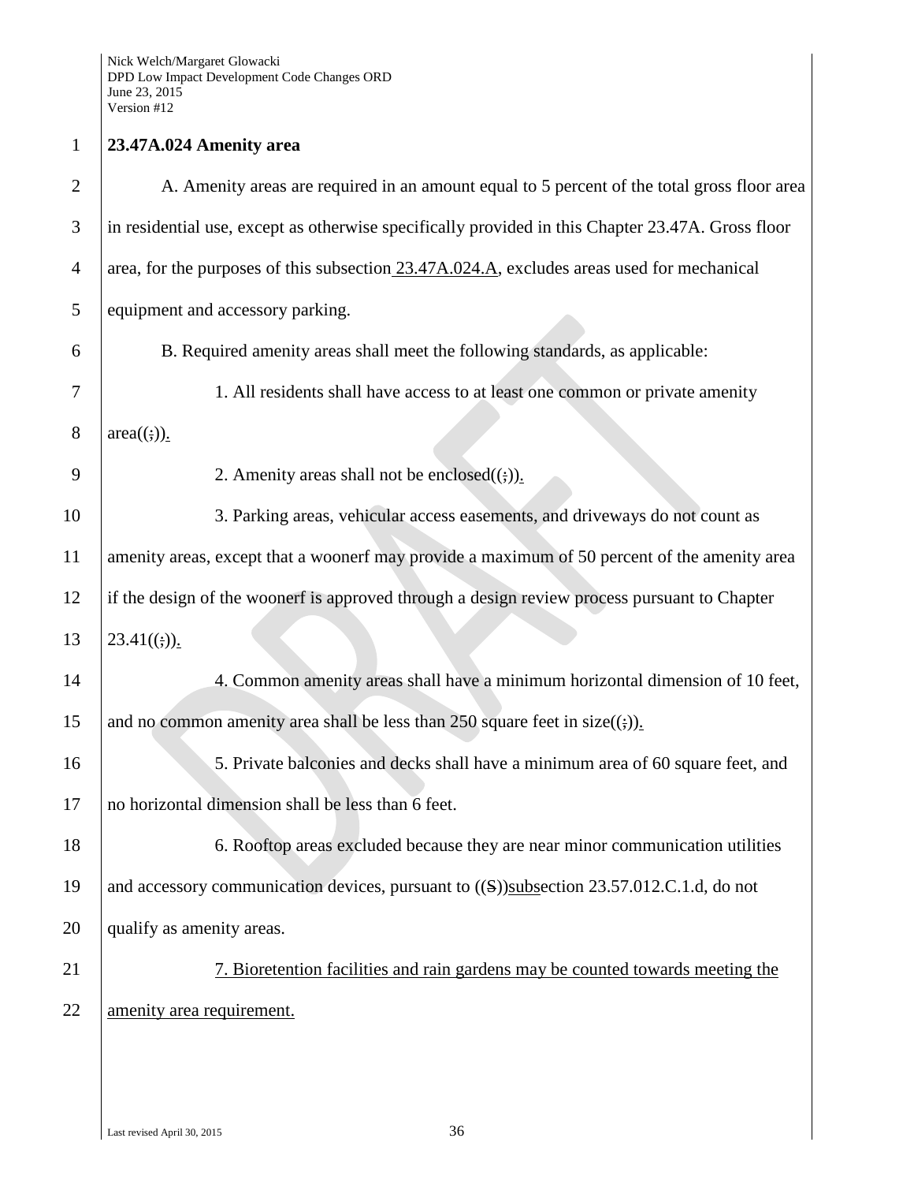**23.47A.024 Amenity area**

A. Amenity areas are required in an amount equal to 5 percent of the total gross floor area in residential use, except as otherwise specifically provided in this Chapter 23.47A. Gross floor area, for the purposes of this subsection 23.47A.024.A, excludes areas used for mechanical equipment and accessory parking.

B. Required amenity areas shall meet the following standards, as applicable:

1. All residents shall have access to at least one common or private amenity area((;)).

2. Amenity areas shall not be enclosed((;)).

3. Parking areas, vehicular access easements, and driveways do not count as amenity areas, except that a woonerf may provide a maximum of 50 percent of the amenity area if the design of the woonerf is approved through a design review process pursuant to Chapter 23.41((;)).

4. Common amenity areas shall have a minimum horizontal dimension of 10 feet, and no common amenity area shall be less than 250 square feet in size((;)).

5. Private balconies and decks shall have a minimum area of 60 square feet, and no horizontal dimension shall be less than 6 feet.

6. Rooftop areas excluded because they are near minor communication utilities and accessory communication devices, pursuant to ((S))subsection 23.57.012.C.1.d, do not qualify as amenity areas.

7. Bioretention facilities and rain gardens may be counted towards meeting the amenity area requirement.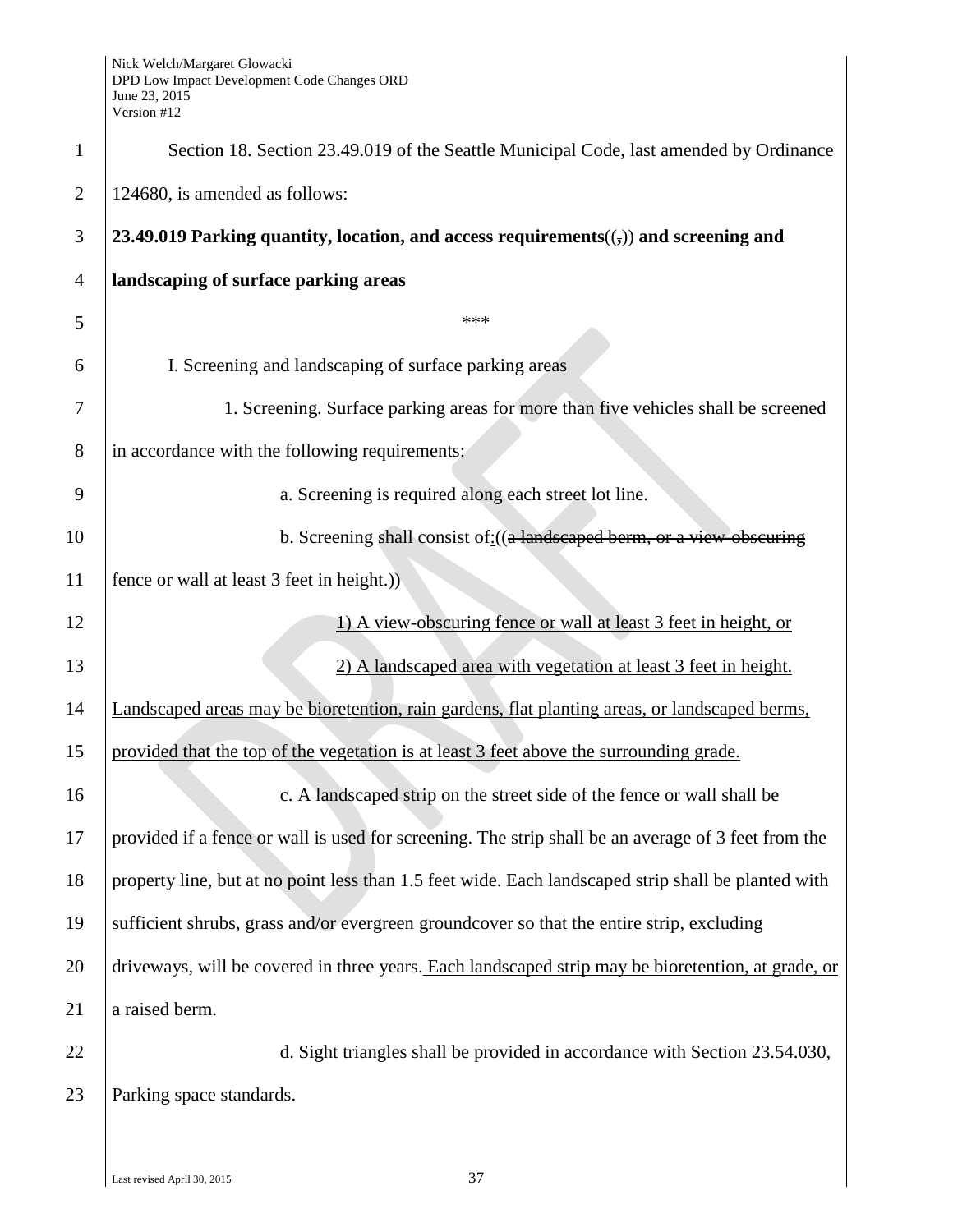Section 18. Section 23.49.019 of the Seattle Municipal Code, last amended by Ordinance 124680, is amended as follows:

**23.49.019 Parking quantity, location, and access requirements((,)) and screening and landscaping of surface parking areas**

\*\*\*

I. Screening and landscaping of surface parking areas

1. Screening. Surface parking areas for more than five vehicles shall be screened in accordance with the following requirements:

a. Screening is required along each street lot line.

b. Screening shall consist of<u>:</u>((~~a landscaped berm, or a view-obscuring fence or wall at least 3 feet in height.~~))

<u>1) A view-obscuring fence or wall at least 3 feet in height, or</u>

<u>2) A landscaped area with vegetation at least 3 feet in height. Landscaped areas may be bioretention, rain gardens, flat planting areas, or landscaped berms, provided that the top of the vegetation is at least 3 feet above the surrounding grade.</u>

c. A landscaped strip on the street side of the fence or wall shall be provided if a fence or wall is used for screening. The strip shall be an average of 3 feet from the property line, but at no point less than 1.5 feet wide. Each landscaped strip shall be planted with sufficient shrubs, grass and/or evergreen groundcover so that the entire strip, excluding driveways, will be covered in three years.<u> Each landscaped strip may be bioretention, at grade, or a raised berm.</u>

d. Sight triangles shall be provided in accordance with Section 23.54.030, Parking space standards.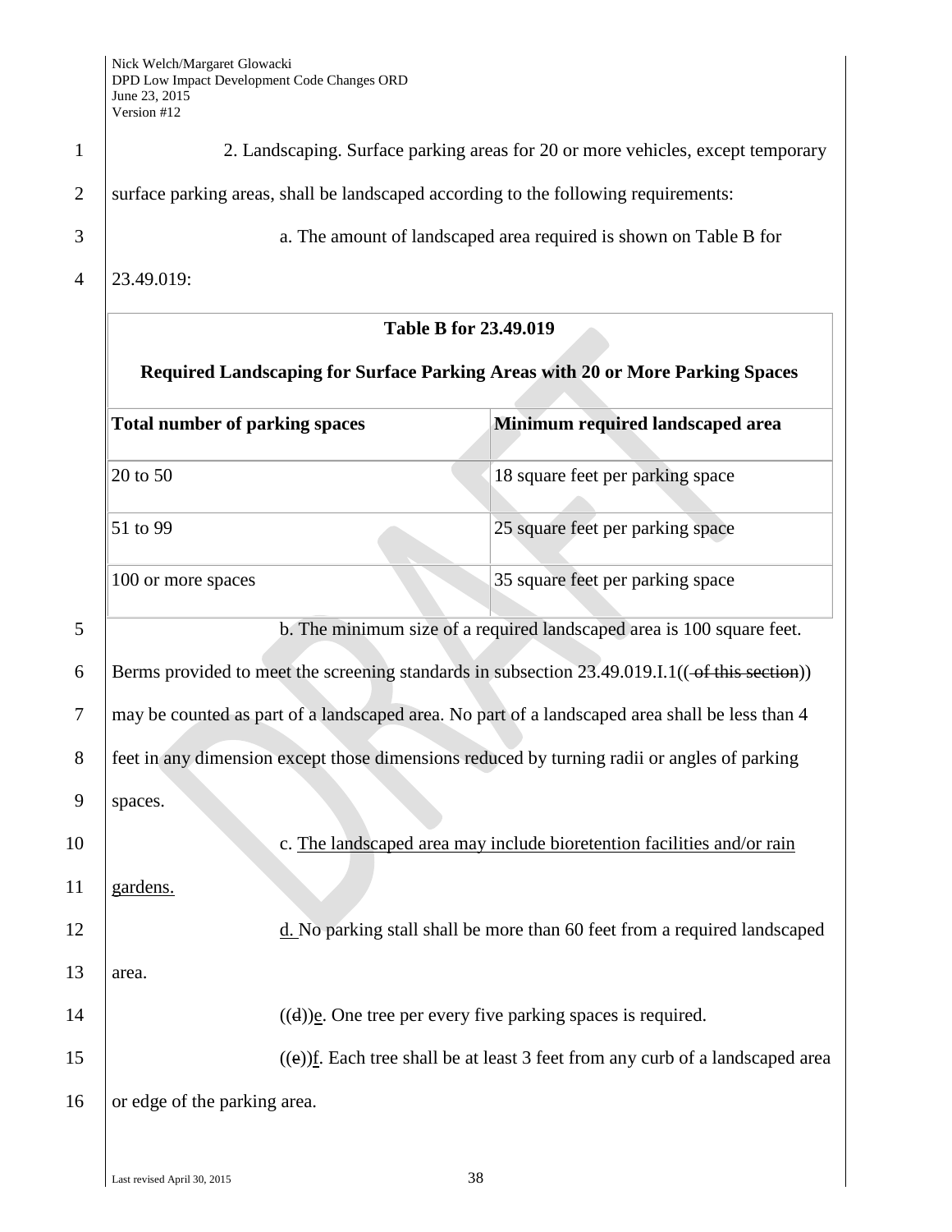2. Landscaping. Surface parking areas for 20 or more vehicles, except temporary surface parking areas, shall be landscaped according to the following requirements:

a. The amount of landscaped area required is shown on Table B for 23.49.019:

**Table B for 23.49.019**

**Required Landscaping for Surface Parking Areas with 20 or More Parking Spaces**

| Total number of parking spaces | Minimum required landscaped area |
|---|---|
| 20 to 50 | 18 square feet per parking space |
| 51 to 99 | 25 square feet per parking space |
| 100 or more spaces | 35 square feet per parking space |

b. The minimum size of a required landscaped area is 100 square feet. Berms provided to meet the screening standards in subsection 23.49.019.I.1(( ~~of this section~~)) may be counted as part of a landscaped area. No part of a landscaped area shall be less than 4 feet in any dimension except those dimensions reduced by turning radii or angles of parking spaces.

c. <u>The landscaped area may include bioretention facilities and/or rain gardens.</u>

<u>d.</u> No parking stall shall be more than 60 feet from a required landscaped area.

((~~d~~))<u>e</u>. One tree per every five parking spaces is required.

((~~e~~))<u>f</u>. Each tree shall be at least 3 feet from any curb of a landscaped area or edge of the parking area.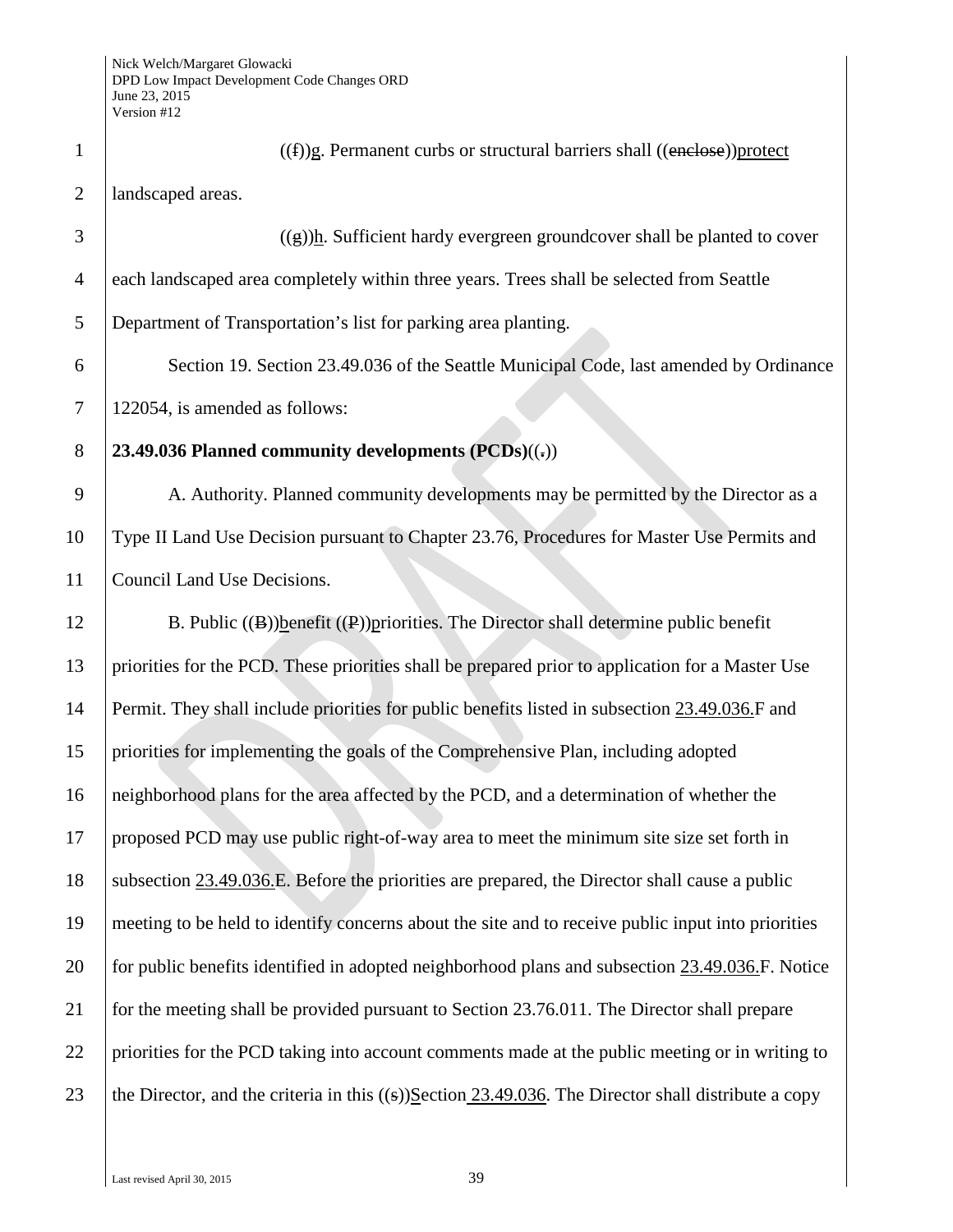((f))g. Permanent curbs or structural barriers shall ((enclose))protect landscaped areas.

((g))h. Sufficient hardy evergreen groundcover shall be planted to cover each landscaped area completely within three years. Trees shall be selected from Seattle Department of Transportation's list for parking area planting.

Section 19. Section 23.49.036 of the Seattle Municipal Code, last amended by Ordinance 122054, is amended as follows:

**23.49.036 Planned community developments (PCDs)**((.))

A. Authority. Planned community developments may be permitted by the Director as a Type II Land Use Decision pursuant to Chapter 23.76, Procedures for Master Use Permits and Council Land Use Decisions.

B. Public ((B))benefit ((P))priorities. The Director shall determine public benefit priorities for the PCD. These priorities shall be prepared prior to application for a Master Use Permit. They shall include priorities for public benefits listed in subsection 23.49.036.F and priorities for implementing the goals of the Comprehensive Plan, including adopted neighborhood plans for the area affected by the PCD, and a determination of whether the proposed PCD may use public right-of-way area to meet the minimum site size set forth in subsection 23.49.036.E. Before the priorities are prepared, the Director shall cause a public meeting to be held to identify concerns about the site and to receive public input into priorities for public benefits identified in adopted neighborhood plans and subsection 23.49.036.F. Notice for the meeting shall be provided pursuant to Section 23.76.011. The Director shall prepare priorities for the PCD taking into account comments made at the public meeting or in writing to the Director, and the criteria in this ((s))Section 23.49.036. The Director shall distribute a copy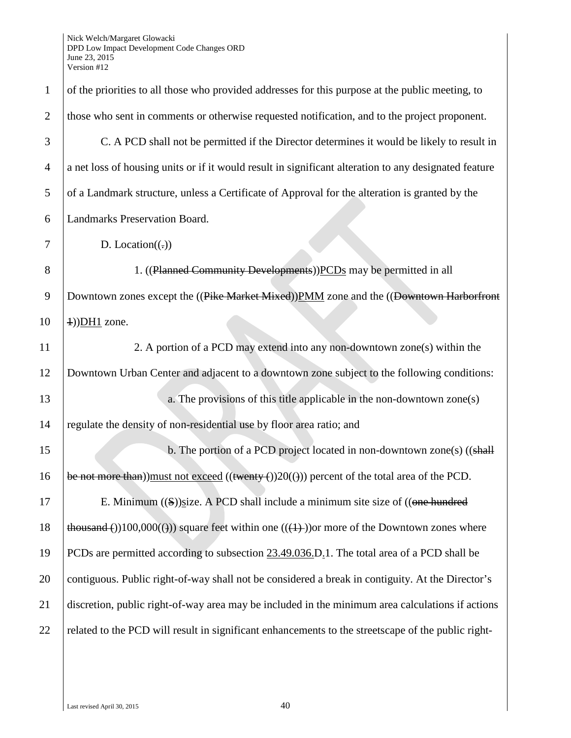of the priorities to all those who provided addresses for this purpose at the public meeting, to those who sent in comments or otherwise requested notification, and to the project proponent.

C. A PCD shall not be permitted if the Director determines it would be likely to result in a net loss of housing units or if it would result in significant alteration to any designated feature of a Landmark structure, unless a Certificate of Approval for the alteration is granted by the Landmarks Preservation Board.

D. Location((.))

1. ((~~Planned Community Developments~~))PCDs may be permitted in all Downtown zones except the ((~~Pike Market Mixed~~))PMM zone and the ((~~Downtown Harborfront 1~~))DH1 zone.

2. A portion of a PCD may extend into any non-downtown zone(s) within the Downtown Urban Center and adjacent to a downtown zone subject to the following conditions:

a. The provisions of this title applicable in the non-downtown zone(s) regulate the density of non-residential use by floor area ratio; and

b. The portion of a PCD project located in non-downtown zone(s) ((~~shall be not more than~~))must not exceed ((~~twenty (~~))20((~~)~~)) percent of the total area of the PCD.

E. Minimum ((~~S~~))size. A PCD shall include a minimum site size of ((~~one hundred thousand (~~))100,000((~~)~~)) square feet within one ((~~(1)~~ ))or more of the Downtown zones where PCDs are permitted according to subsection 23.49.036.D.1. The total area of a PCD shall be contiguous. Public right-of-way shall not be considered a break in contiguity. At the Director's discretion, public right-of-way area may be included in the minimum area calculations if actions related to the PCD will result in significant enhancements to the streetscape of the public right-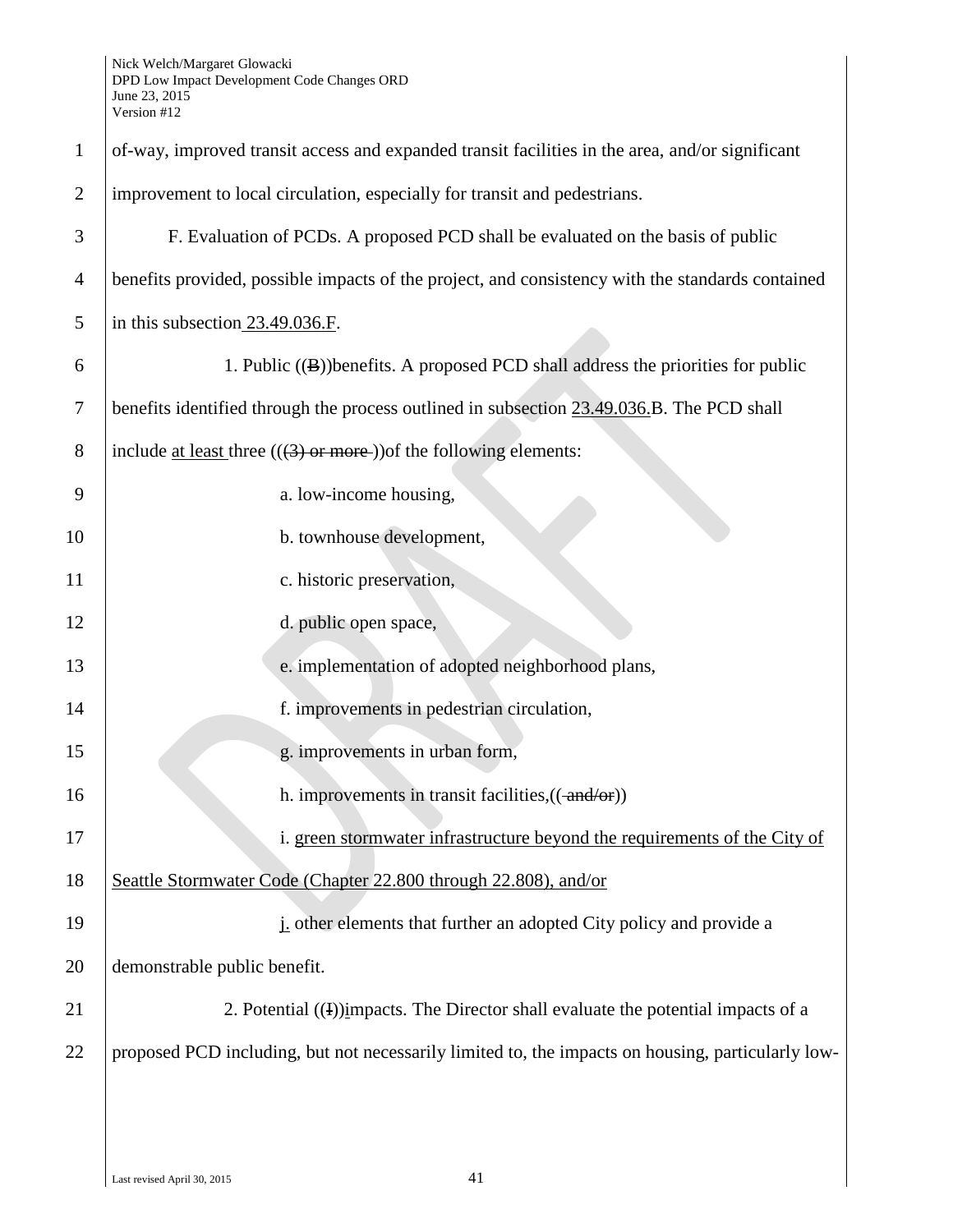of-way, improved transit access and expanded transit facilities in the area, and/or significant improvement to local circulation, especially for transit and pedestrians.

F. Evaluation of PCDs. A proposed PCD shall be evaluated on the basis of public benefits provided, possible impacts of the project, and consistency with the standards contained in this subsection 23.49.036.F.

1. Public ((B))benefits. A proposed PCD shall address the priorities for public benefits identified through the process outlined in subsection 23.49.036.B. The PCD shall include at least three (((3) or more ))of the following elements:

a. low-income housing,

b. townhouse development,

c. historic preservation,

d. public open space,

e. implementation of adopted neighborhood plans,

f. improvements in pedestrian circulation,

g. improvements in urban form,

h. improvements in transit facilities,(( and/or))

i. green stormwater infrastructure beyond the requirements of the City of Seattle Stormwater Code (Chapter 22.800 through 22.808), and/or

j. other elements that further an adopted City policy and provide a demonstrable public benefit.

2. Potential ((I))impacts. The Director shall evaluate the potential impacts of a proposed PCD including, but not necessarily limited to, the impacts on housing, particularly low-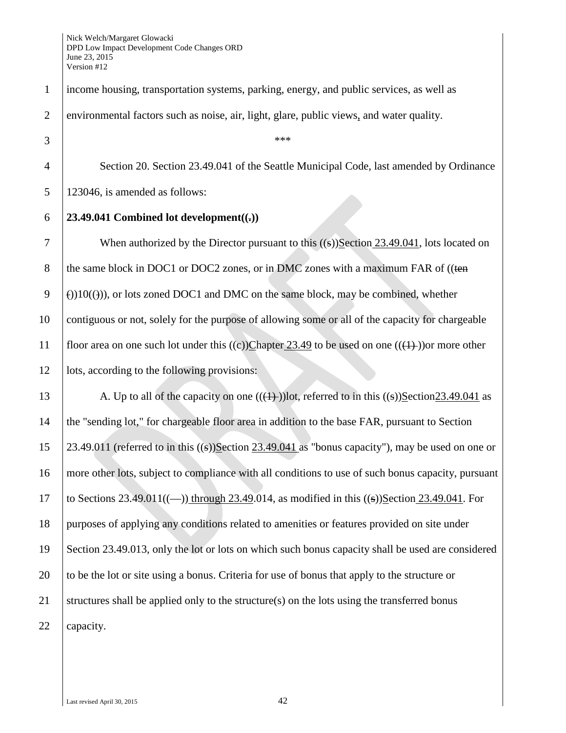income housing, transportation systems, parking, energy, and public services, as well as environmental factors such as noise, air, light, glare, public views, and water quality.

\*\*\*

Section 20. Section 23.49.041 of the Seattle Municipal Code, last amended by Ordinance 123046, is amended as follows:

**23.49.041 Combined lot development((.))**

When authorized by the Director pursuant to this ((s))Section 23.49.041, lots located on the same block in DOC1 or DOC2 zones, or in DMC zones with a maximum FAR of ((ten ())10(())), or lots zoned DOC1 and DMC on the same block, may be combined, whether contiguous or not, solely for the purpose of allowing some or all of the capacity for chargeable floor area on one such lot under this ((c))Chapter 23.49 to be used on one (((1) ))or more other lots, according to the following provisions:

A. Up to all of the capacity on one (((1) ))lot, referred to in this ((s))Section23.49.041 as the "sending lot," for chargeable floor area in addition to the base FAR, pursuant to Section 23.49.011 (referred to in this ((s))Section 23.49.041 as "bonus capacity"), may be used on one or more other lots, subject to compliance with all conditions to use of such bonus capacity, pursuant to Sections 23.49.011((—)) through 23.49.014, as modified in this ((s))Section 23.49.041. For purposes of applying any conditions related to amenities or features provided on site under Section 23.49.013, only the lot or lots on which such bonus capacity shall be used are considered to be the lot or site using a bonus. Criteria for use of bonus that apply to the structure or structures shall be applied only to the structure(s) on the lots using the transferred bonus capacity.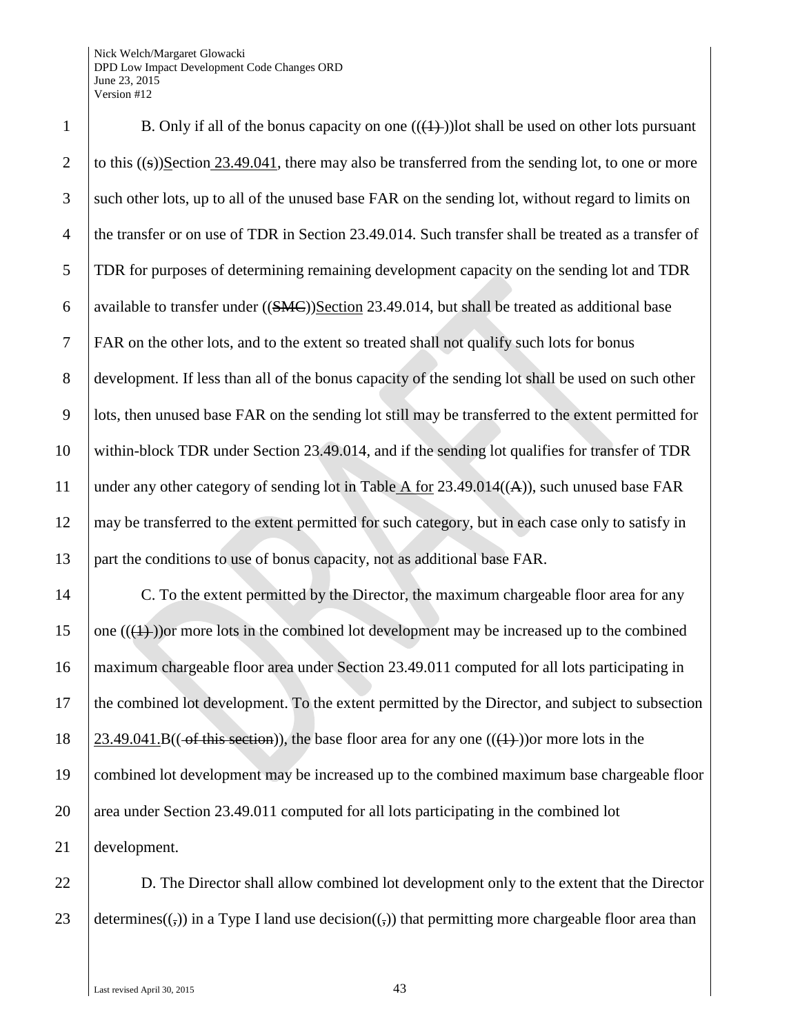B. Only if all of the bonus capacity on one (((1) ))lot shall be used on other lots pursuant to this ((s))Section 23.49.041, there may also be transferred from the sending lot, to one or more such other lots, up to all of the unused base FAR on the sending lot, without regard to limits on the transfer or on use of TDR in Section 23.49.014. Such transfer shall be treated as a transfer of TDR for purposes of determining remaining development capacity on the sending lot and TDR available to transfer under ((SMC))Section 23.49.014, but shall be treated as additional base FAR on the other lots, and to the extent so treated shall not qualify such lots for bonus development. If less than all of the bonus capacity of the sending lot shall be used on such other lots, then unused base FAR on the sending lot still may be transferred to the extent permitted for within-block TDR under Section 23.49.014, and if the sending lot qualifies for transfer of TDR under any other category of sending lot in Table A for 23.49.014((A)), such unused base FAR may be transferred to the extent permitted for such category, but in each case only to satisfy in part the conditions to use of bonus capacity, not as additional base FAR.

C. To the extent permitted by the Director, the maximum chargeable floor area for any one (((1) ))or more lots in the combined lot development may be increased up to the combined maximum chargeable floor area under Section 23.49.011 computed for all lots participating in the combined lot development. To the extent permitted by the Director, and subject to subsection 23.49.041.B(( of this section)), the base floor area for any one (((1) ))or more lots in the combined lot development may be increased up to the combined maximum base chargeable floor area under Section 23.49.011 computed for all lots participating in the combined lot development.

D. The Director shall allow combined lot development only to the extent that the Director determines((,)) in a Type I land use decision((,)) that permitting more chargeable floor area than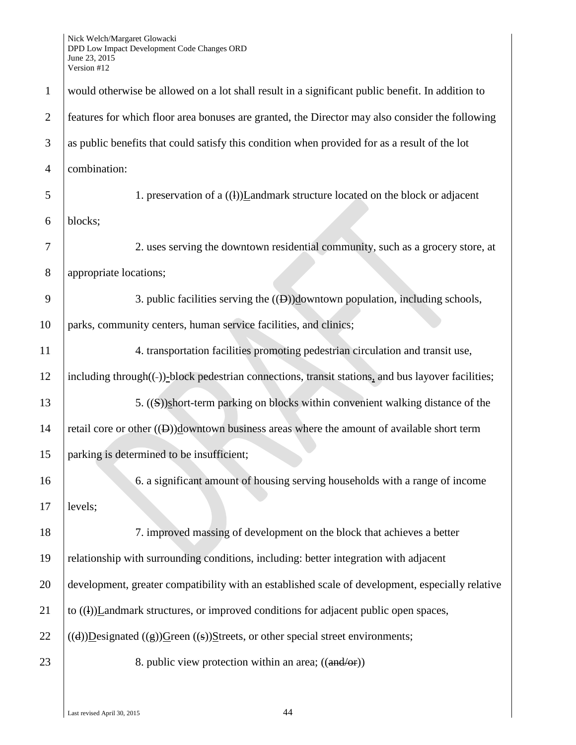would otherwise be allowed on a lot shall result in a significant public benefit. In addition to features for which floor area bonuses are granted, the Director may also consider the following as public benefits that could satisfy this condition when provided for as a result of the lot combination:

1. preservation of a ((l))Landmark structure located on the block or adjacent blocks;

2. uses serving the downtown residential community, such as a grocery store, at appropriate locations;

3. public facilities serving the ((D))downtown population, including schools, parks, community centers, human service facilities, and clinics;

4. transportation facilities promoting pedestrian circulation and transit use, including through((-))-block pedestrian connections, transit stations, and bus layover facilities;

5. ((S))short-term parking on blocks within convenient walking distance of the retail core or other ((D))downtown business areas where the amount of available short term parking is determined to be insufficient;

6. a significant amount of housing serving households with a range of income levels;

7. improved massing of development on the block that achieves a better relationship with surrounding conditions, including: better integration with adjacent development, greater compatibility with an established scale of development, especially relative to ((l))Landmark structures, or improved conditions for adjacent public open spaces, ((d))Designated ((g))Green ((s))Streets, or other special street environments;

8. public view protection within an area; ((and/or))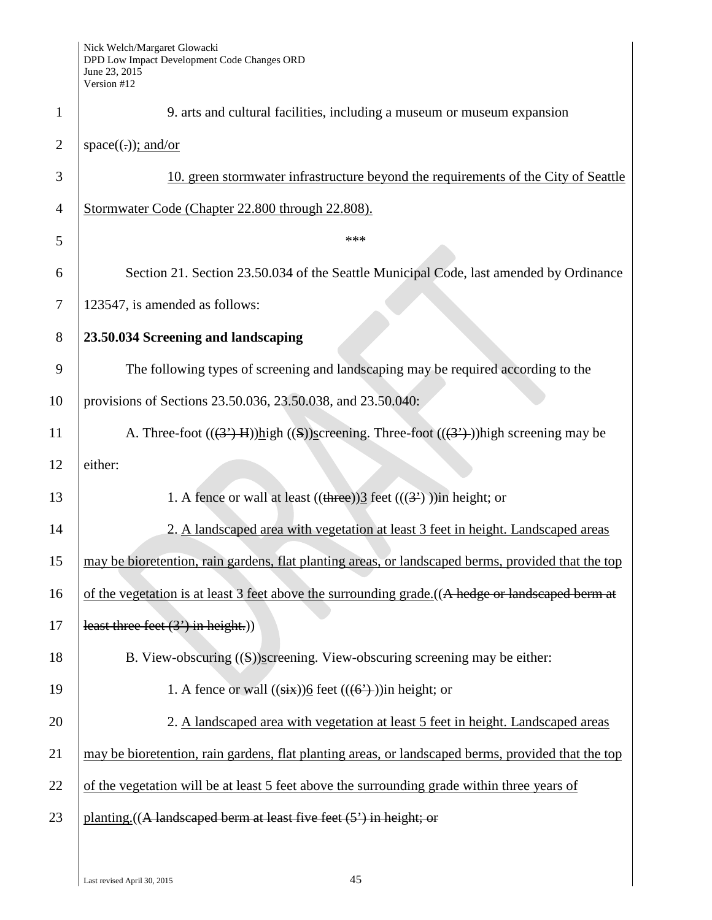9. arts and cultural facilities, including a museum or museum expansion space((.)); and/or

10. green stormwater infrastructure beyond the requirements of the City of Seattle Stormwater Code (Chapter 22.800 through 22.808).

\*\*\*

Section 21. Section 23.50.034 of the Seattle Municipal Code, last amended by Ordinance 123547, is amended as follows:

**23.50.034 Screening and landscaping**

The following types of screening and landscaping may be required according to the provisions of Sections 23.50.036, 23.50.038, and 23.50.040:

A. Three-foot (((3') H))high ((S))screening. Three-foot (((3') ))high screening may be either:

1. A fence or wall at least ((three))3 feet (((3') ))in height; or

2. A landscaped area with vegetation at least 3 feet in height. Landscaped areas may be bioretention, rain gardens, flat planting areas, or landscaped berms, provided that the top of the vegetation is at least 3 feet above the surrounding grade.((A hedge or landscaped berm at least three feet (3') in height.))

B. View-obscuring ((S))screening. View-obscuring screening may be either:

1. A fence or wall ((six))6 feet (((6') ))in height; or

2. A landscaped area with vegetation at least 5 feet in height. Landscaped areas may be bioretention, rain gardens, flat planting areas, or landscaped berms, provided that the top of the vegetation will be at least 5 feet above the surrounding grade within three years of planting.((A landscaped berm at least five feet (5') in height; or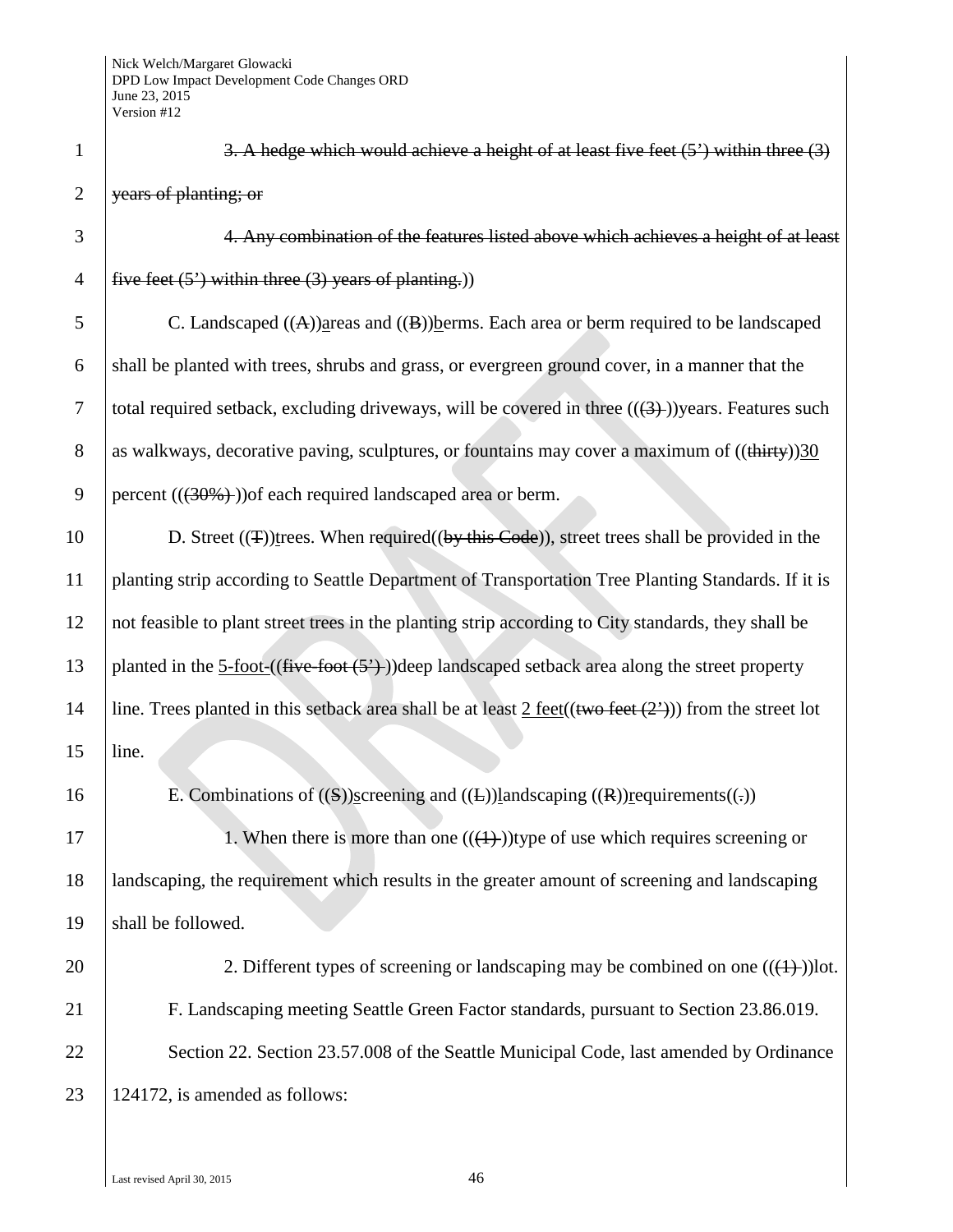~~3. A hedge which would achieve a height of at least five feet (5') within three (3) years of planting; or~~

~~4. Any combination of the features listed above which achieves a height of at least five feet (5') within three (3) years of planting.~~))

C. Landscaped ((~~A~~))<u>a</u>reas and ((~~B~~))<u>b</u>erms. Each area or berm required to be landscaped shall be planted with trees, shrubs and grass, or evergreen ground cover, in a manner that the total required setback, excluding driveways, will be covered in three ((~~(3)~~ ))years. Features such as walkways, decorative paving, sculptures, or fountains may cover a maximum of ((~~thirty~~))<u>30</u> percent ((~~(30%)~~ ))of each required landscaped area or berm.

D. Street ((~~T~~))<u>t</u>rees. When required((~~by this Code~~)), street trees shall be provided in the planting strip according to Seattle Department of Transportation Tree Planting Standards. If it is not feasible to plant street trees in the planting strip according to City standards, they shall be planted in the <u>5-foot-</u>((~~five-foot (5')~~ ))deep landscaped setback area along the street property line. Trees planted in this setback area shall be at least <u>2 feet</u>((~~two feet (2')~~)) from the street lot line.

E. Combinations of ((~~S~~))<u>s</u>creening and ((~~L~~))<u>l</u>andscaping ((~~R~~))<u>r</u>equirements((~~.~~))

1. When there is more than one ((~~(1)~~ ))type of use which requires screening or landscaping, the requirement which results in the greater amount of screening and landscaping shall be followed.

2. Different types of screening or landscaping may be combined on one ((~~(1)~~ ))lot.

F. Landscaping meeting Seattle Green Factor standards, pursuant to Section 23.86.019.

Section 22. Section 23.57.008 of the Seattle Municipal Code, last amended by Ordinance 124172, is amended as follows: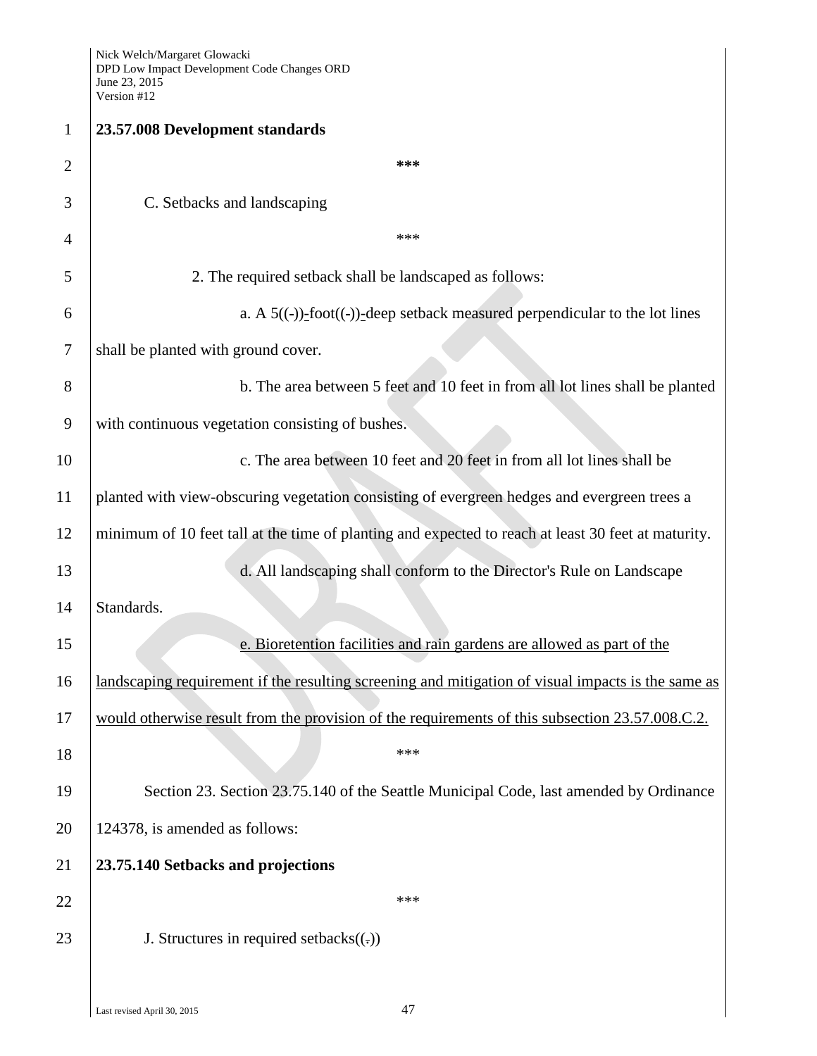**23.57.008 Development standards**

\*\*\*

C. Setbacks and landscaping

\*\*\*

2. The required setback shall be landscaped as follows:

a. A 5((-))-foot((-))-deep setback measured perpendicular to the lot lines shall be planted with ground cover.

b. The area between 5 feet and 10 feet in from all lot lines shall be planted with continuous vegetation consisting of bushes.

c. The area between 10 feet and 20 feet in from all lot lines shall be planted with view-obscuring vegetation consisting of evergreen hedges and evergreen trees a minimum of 10 feet tall at the time of planting and expected to reach at least 30 feet at maturity.

d. All landscaping shall conform to the Director's Rule on Landscape Standards.

e. Bioretention facilities and rain gardens are allowed as part of the landscaping requirement if the resulting screening and mitigation of visual impacts is the same as would otherwise result from the provision of the requirements of this subsection 23.57.008.C.2.

\*\*\*

Section 23. Section 23.75.140 of the Seattle Municipal Code, last amended by Ordinance 124378, is amended as follows:

**23.75.140 Setbacks and projections**

\*\*\*

J. Structures in required setbacks((.))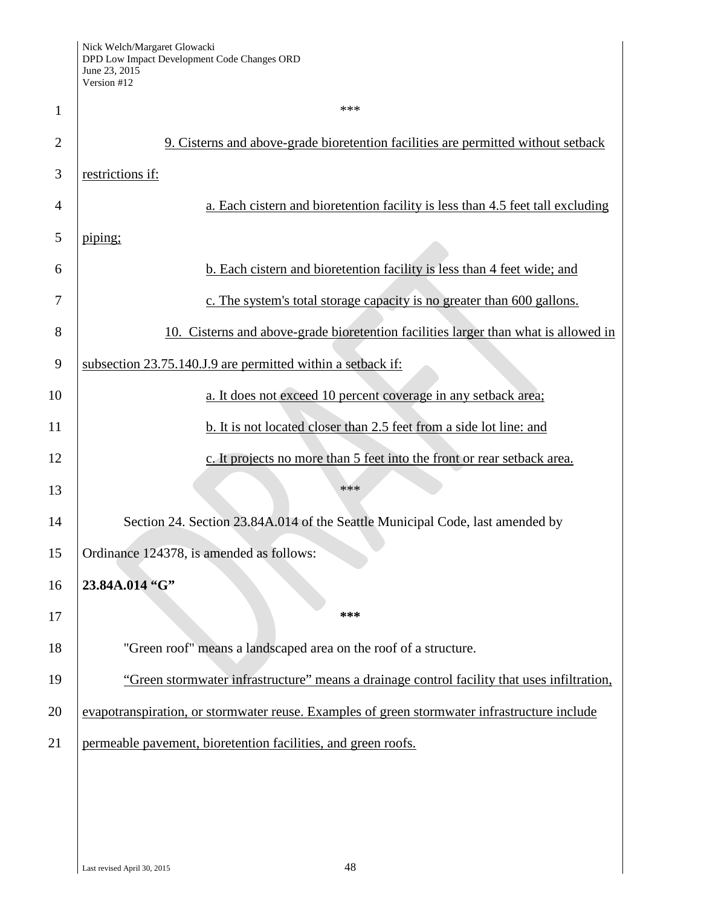\*\*\*

9. Cisterns and above-grade bioretention facilities are permitted without setback restrictions if:

a. Each cistern and bioretention facility is less than 4.5 feet tall excluding piping;

b. Each cistern and bioretention facility is less than 4 feet wide; and

c. The system's total storage capacity is no greater than 600 gallons.

10. Cisterns and above-grade bioretention facilities larger than what is allowed in subsection 23.75.140.J.9 are permitted within a setback if:

a. It does not exceed 10 percent coverage in any setback area;

b. It is not located closer than 2.5 feet from a side lot line: and

c. It projects no more than 5 feet into the front or rear setback area.

\*\*\*

Section 24. Section 23.84A.014 of the Seattle Municipal Code, last amended by Ordinance 124378, is amended as follows:

**23.84A.014 "G"**

**\*\*\***

"Green roof" means a landscaped area on the roof of a structure.

"Green stormwater infrastructure" means a drainage control facility that uses infiltration, evapotranspiration, or stormwater reuse. Examples of green stormwater infrastructure include permeable pavement, bioretention facilities, and green roofs.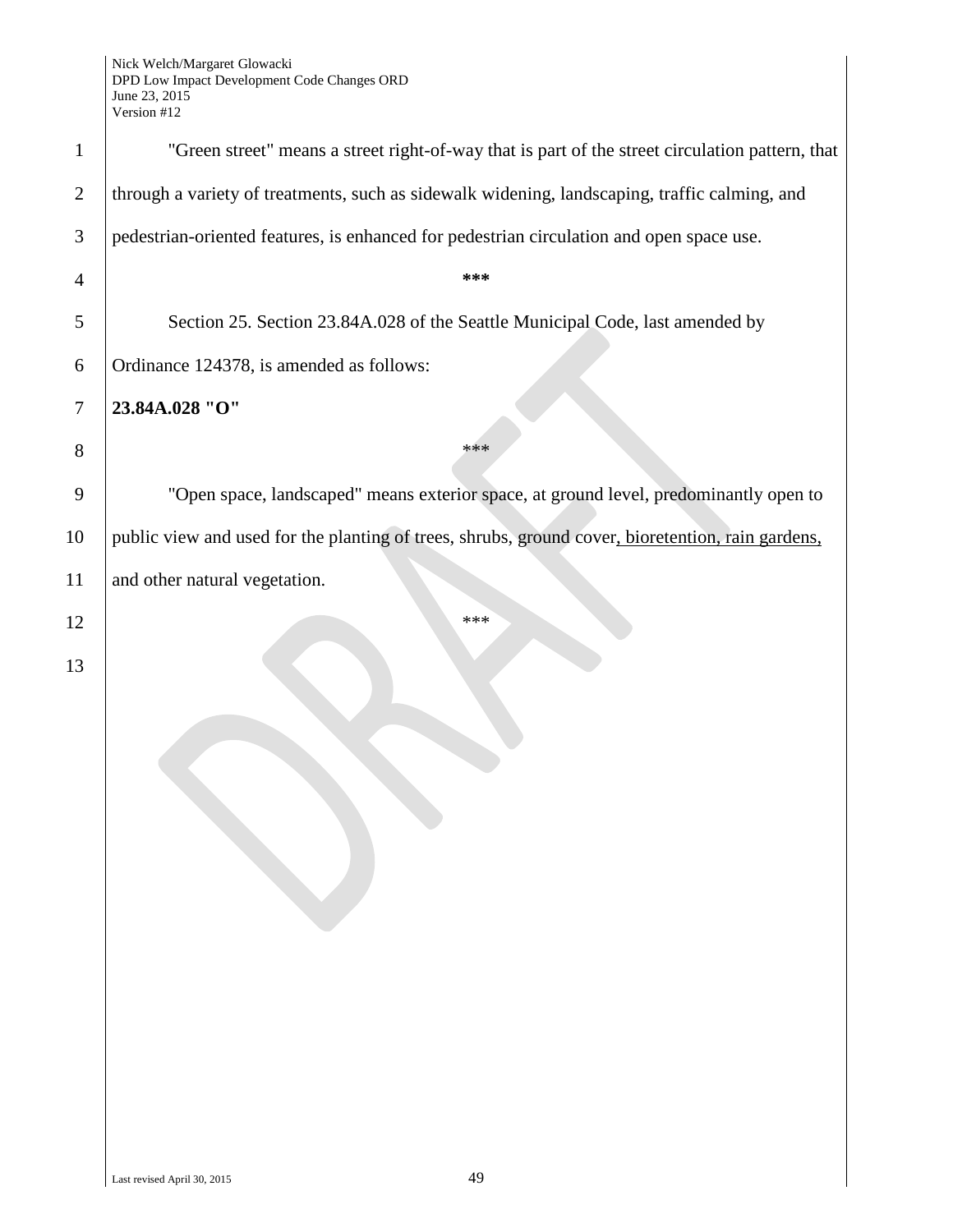"Green street" means a street right-of-way that is part of the street circulation pattern, that through a variety of treatments, such as sidewalk widening, landscaping, traffic calming, and pedestrian-oriented features, is enhanced for pedestrian circulation and open space use.

***

Section 25. Section 23.84A.028 of the Seattle Municipal Code, last amended by Ordinance 124378, is amended as follows:

**23.84A.028 "O"**

***

"Open space, landscaped" means exterior space, at ground level, predominantly open to public view and used for the planting of trees, shrubs, ground cover<u>, bioretention, rain gardens,</u> and other natural vegetation.

***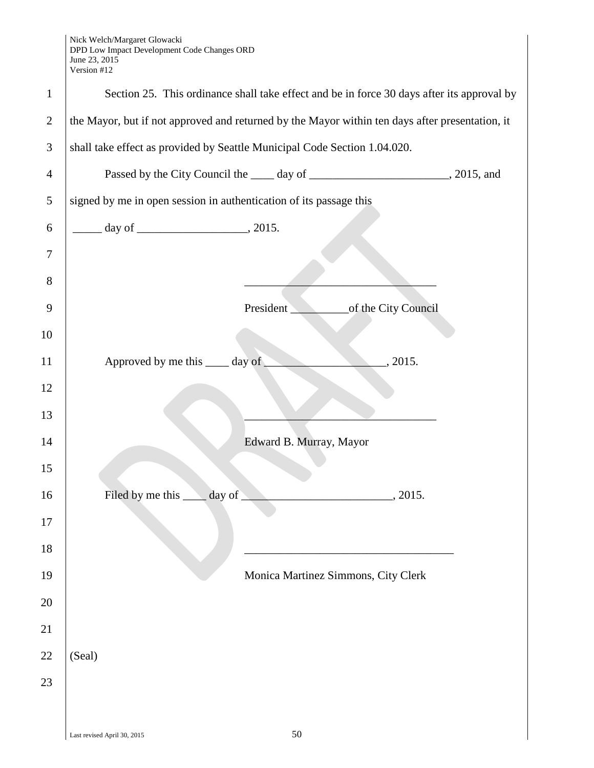Section 25. This ordinance shall take effect and be in force 30 days after its approval by the Mayor, but if not approved and returned by the Mayor within ten days after presentation, it shall take effect as provided by Seattle Municipal Code Section 1.04.020.

Passed by the City Council the ____ day of ________________________, 2015, and signed by me in open session in authentication of its passage this

_____ day of ___________________, 2015.

_________________________________

President __________of the City Council

Approved by me this ____ day of ____________________, 2015.

_________________________________

Edward B. Murray, Mayor

Filed by me this ____ day of __________________________, 2015.

____________________________________

Monica Martinez Simmons, City Clerk

(Seal)